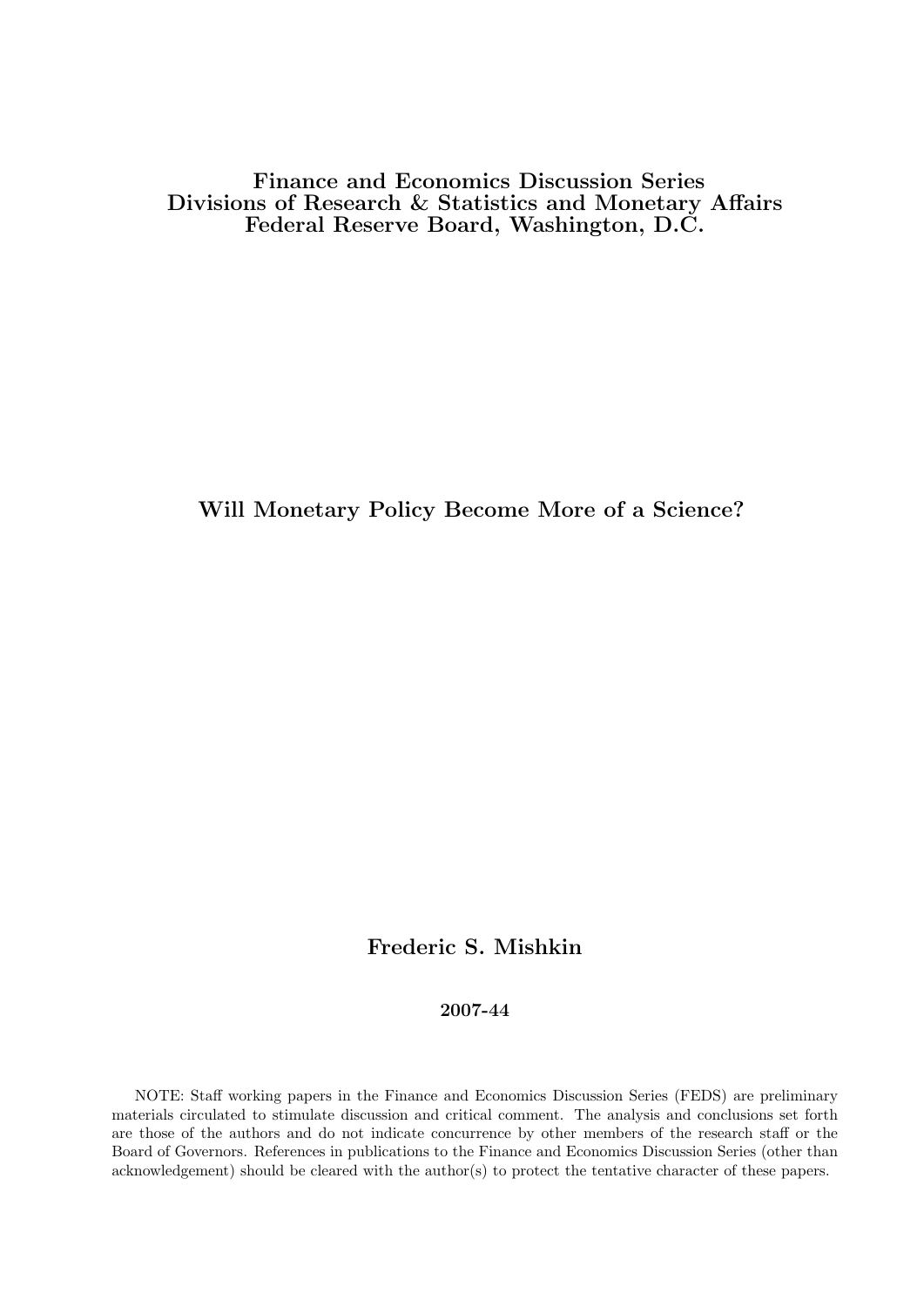**Finance and Economics Discussion Series**
**Divisions of Research & Statistics and Monetary Affairs**
**Federal Reserve Board, Washington, D.C.**

# Will Monetary Policy Become More of a Science?

**Frederic S. Mishkin**

**2007-44**

NOTE: Staff working papers in the Finance and Economics Discussion Series (FEDS) are preliminary materials circulated to stimulate discussion and critical comment. The analysis and conclusions set forth are those of the authors and do not indicate concurrence by other members of the research staff or the Board of Governors. References in publications to the Finance and Economics Discussion Series (other than acknowledgement) should be cleared with the author(s) to protect the tentative character of these papers.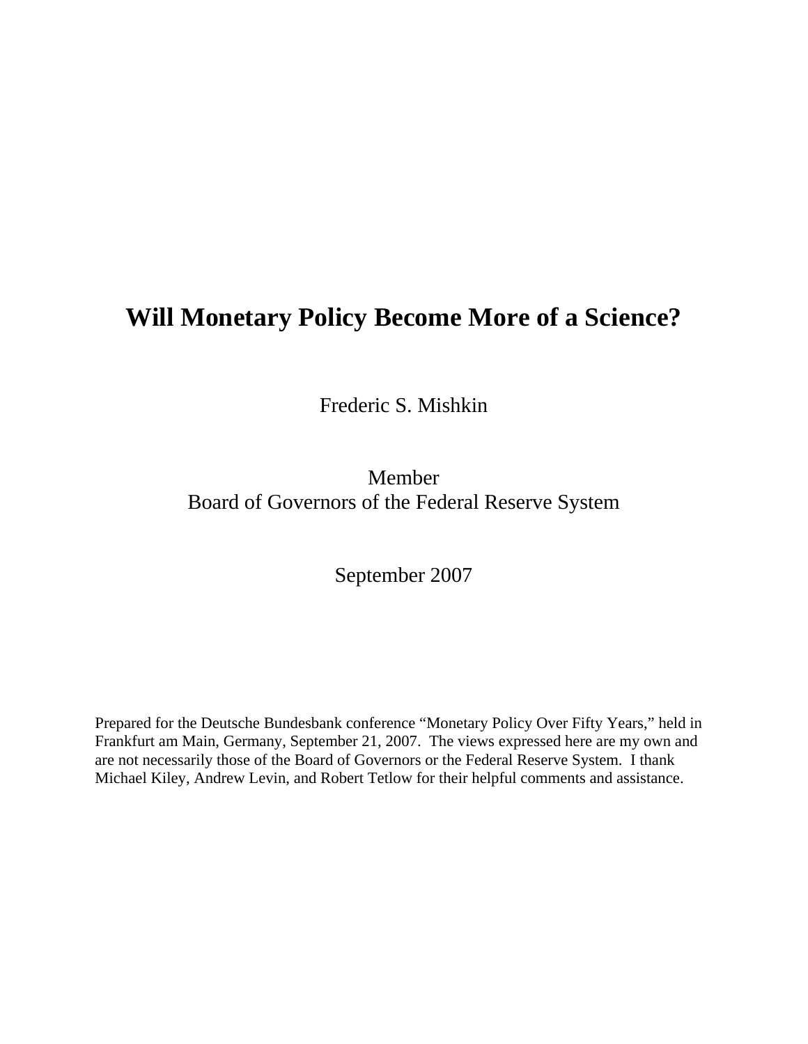# Will Monetary Policy Become More of a Science?

Frederic S. Mishkin

Member
Board of Governors of the Federal Reserve System

September 2007

Prepared for the Deutsche Bundesbank conference "Monetary Policy Over Fifty Years," held in Frankfurt am Main, Germany, September 21, 2007. The views expressed here are my own and are not necessarily those of the Board of Governors or the Federal Reserve System. I thank Michael Kiley, Andrew Levin, and Robert Tetlow for their helpful comments and assistance.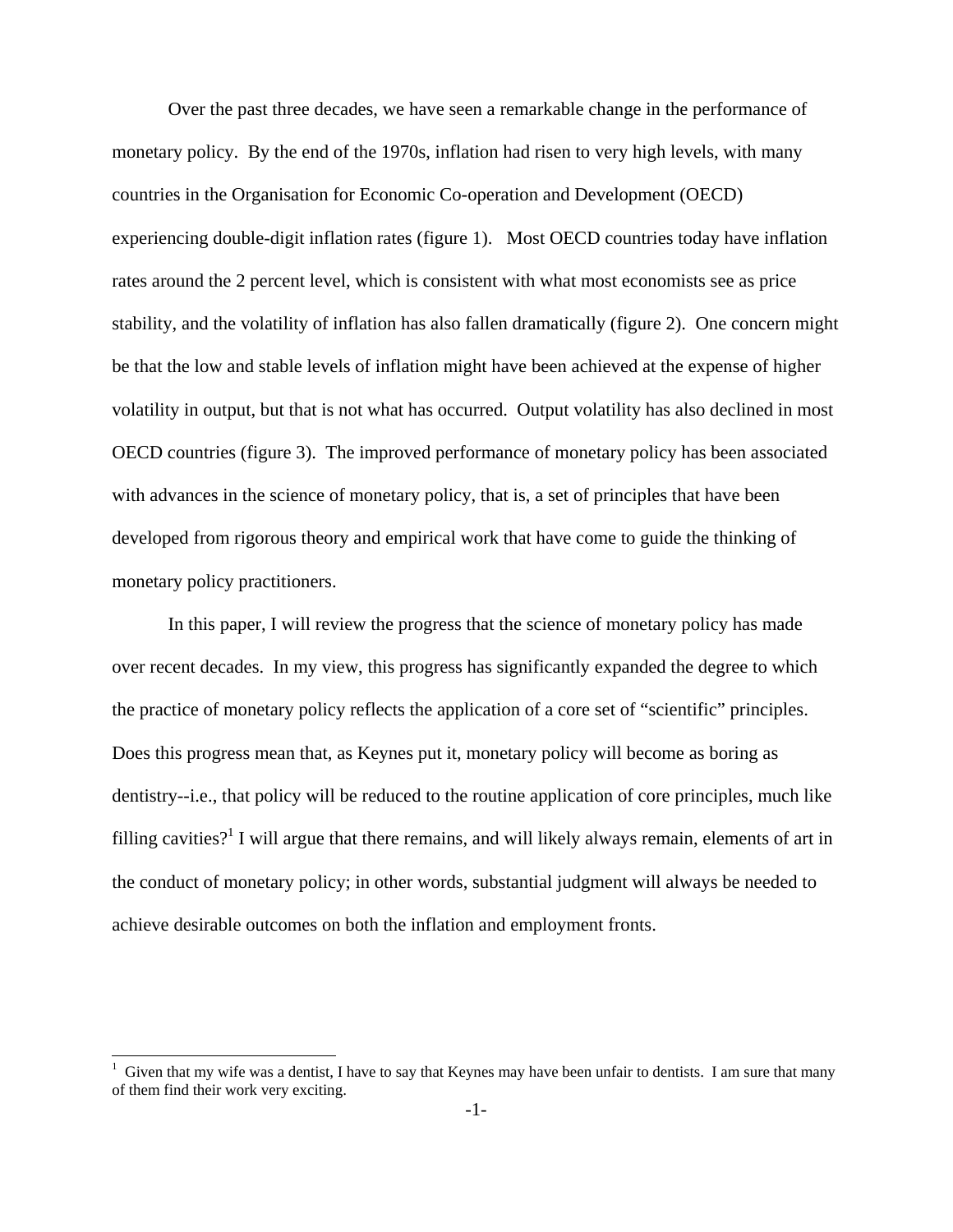Over the past three decades, we have seen a remarkable change in the performance of monetary policy. By the end of the 1970s, inflation had risen to very high levels, with many countries in the Organisation for Economic Co-operation and Development (OECD) experiencing double-digit inflation rates (figure 1). Most OECD countries today have inflation rates around the 2 percent level, which is consistent with what most economists see as price stability, and the volatility of inflation has also fallen dramatically (figure 2). One concern might be that the low and stable levels of inflation might have been achieved at the expense of higher volatility in output, but that is not what has occurred. Output volatility has also declined in most OECD countries (figure 3). The improved performance of monetary policy has been associated with advances in the science of monetary policy, that is, a set of principles that have been developed from rigorous theory and empirical work that have come to guide the thinking of monetary policy practitioners.

In this paper, I will review the progress that the science of monetary policy has made over recent decades. In my view, this progress has significantly expanded the degree to which the practice of monetary policy reflects the application of a core set of "scientific" principles. Does this progress mean that, as Keynes put it, monetary policy will become as boring as dentistry--i.e., that policy will be reduced to the routine application of core principles, much like filling cavities?[1] I will argue that there remains, and will likely always remain, elements of art in the conduct of monetary policy; in other words, substantial judgment will always be needed to achieve desirable outcomes on both the inflation and employment fronts.

---

[1] Given that my wife was a dentist, I have to say that Keynes may have been unfair to dentists. I am sure that many of them find their work very exciting.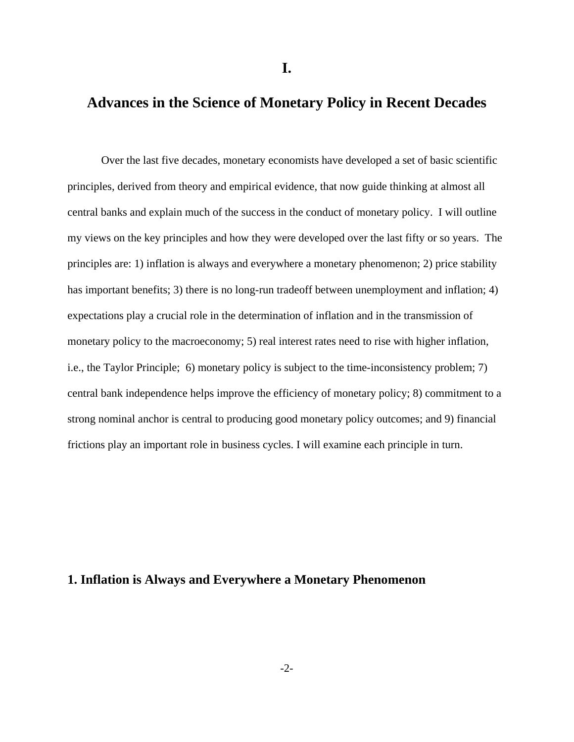# I.

## Advances in the Science of Monetary Policy in Recent Decades

Over the last five decades, monetary economists have developed a set of basic scientific principles, derived from theory and empirical evidence, that now guide thinking at almost all central banks and explain much of the success in the conduct of monetary policy. I will outline my views on the key principles and how they were developed over the last fifty or so years. The principles are: 1) inflation is always and everywhere a monetary phenomenon; 2) price stability has important benefits; 3) there is no long-run tradeoff between unemployment and inflation; 4) expectations play a crucial role in the determination of inflation and in the transmission of monetary policy to the macroeconomy; 5) real interest rates need to rise with higher inflation, i.e., the Taylor Principle; 6) monetary policy is subject to the time-inconsistency problem; 7) central bank independence helps improve the efficiency of monetary policy; 8) commitment to a strong nominal anchor is central to producing good monetary policy outcomes; and 9) financial frictions play an important role in business cycles. I will examine each principle in turn.

### 1. Inflation is Always and Everywhere a Monetary Phenomenon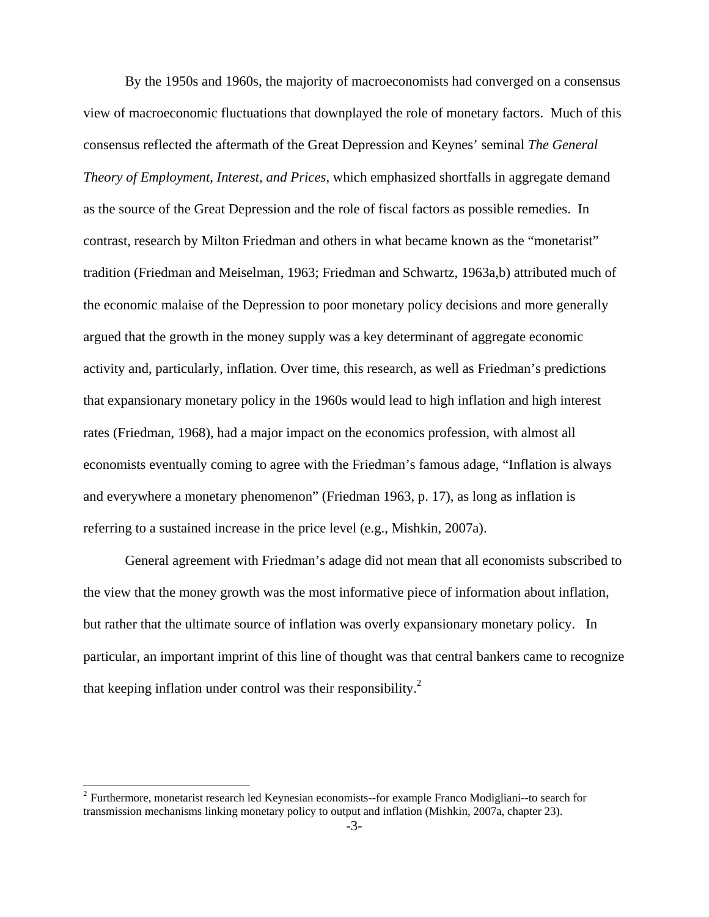By the 1950s and 1960s, the majority of macroeconomists had converged on a consensus view of macroeconomic fluctuations that downplayed the role of monetary factors. Much of this consensus reflected the aftermath of the Great Depression and Keynes' seminal *The General Theory of Employment, Interest, and Prices*, which emphasized shortfalls in aggregate demand as the source of the Great Depression and the role of fiscal factors as possible remedies. In contrast, research by Milton Friedman and others in what became known as the "monetarist" tradition (Friedman and Meiselman, 1963; Friedman and Schwartz, 1963a,b) attributed much of the economic malaise of the Depression to poor monetary policy decisions and more generally argued that the growth in the money supply was a key determinant of aggregate economic activity and, particularly, inflation. Over time, this research, as well as Friedman's predictions that expansionary monetary policy in the 1960s would lead to high inflation and high interest rates (Friedman, 1968), had a major impact on the economics profession, with almost all economists eventually coming to agree with the Friedman's famous adage, "Inflation is always and everywhere a monetary phenomenon" (Friedman 1963, p. 17), as long as inflation is referring to a sustained increase in the price level (e.g., Mishkin, 2007a).

General agreement with Friedman's adage did not mean that all economists subscribed to the view that the money growth was the most informative piece of information about inflation, but rather that the ultimate source of inflation was overly expansionary monetary policy. In particular, an important imprint of this line of thought was that central bankers came to recognize that keeping inflation under control was their responsibility.[2]

[2] Furthermore, monetarist research led Keynesian economists--for example Franco Modigliani--to search for transmission mechanisms linking monetary policy to output and inflation (Mishkin, 2007a, chapter 23).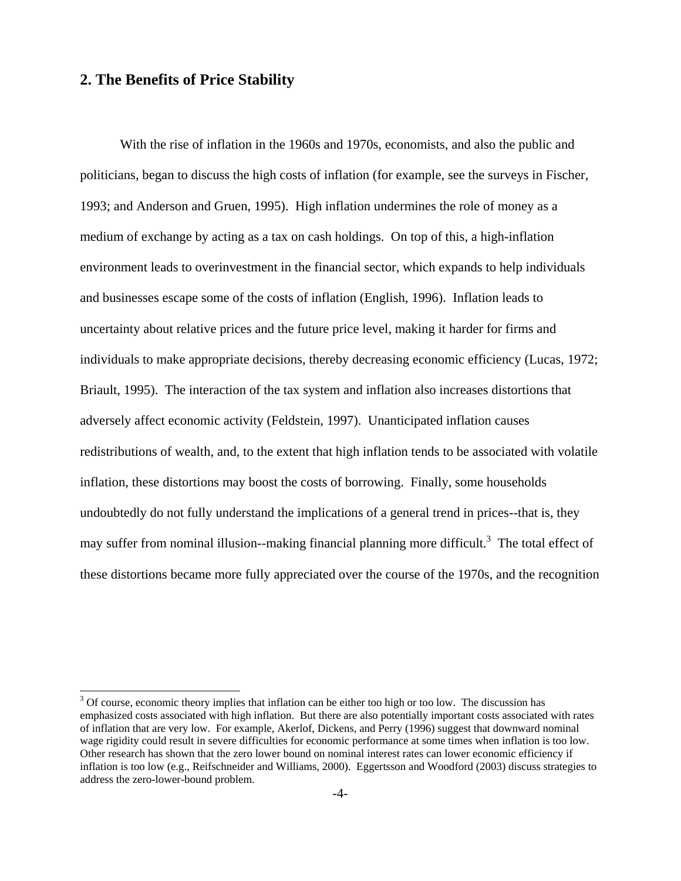## 2. The Benefits of Price Stability

With the rise of inflation in the 1960s and 1970s, economists, and also the public and politicians, began to discuss the high costs of inflation (for example, see the surveys in Fischer, 1993; and Anderson and Gruen, 1995). High inflation undermines the role of money as a medium of exchange by acting as a tax on cash holdings. On top of this, a high-inflation environment leads to overinvestment in the financial sector, which expands to help individuals and businesses escape some of the costs of inflation (English, 1996). Inflation leads to uncertainty about relative prices and the future price level, making it harder for firms and individuals to make appropriate decisions, thereby decreasing economic efficiency (Lucas, 1972; Briault, 1995). The interaction of the tax system and inflation also increases distortions that adversely affect economic activity (Feldstein, 1997). Unanticipated inflation causes redistributions of wealth, and, to the extent that high inflation tends to be associated with volatile inflation, these distortions may boost the costs of borrowing. Finally, some households undoubtedly do not fully understand the implications of a general trend in prices--that is, they may suffer from nominal illusion--making financial planning more difficult.[3] The total effect of these distortions became more fully appreciated over the course of the 1970s, and the recognition

[3] Of course, economic theory implies that inflation can be either too high or too low. The discussion has emphasized costs associated with high inflation. But there are also potentially important costs associated with rates of inflation that are very low. For example, Akerlof, Dickens, and Perry (1996) suggest that downward nominal wage rigidity could result in severe difficulties for economic performance at some times when inflation is too low. Other research has shown that the zero lower bound on nominal interest rates can lower economic efficiency if inflation is too low (e.g., Reifschneider and Williams, 2000). Eggertsson and Woodford (2003) discuss strategies to address the zero-lower-bound problem.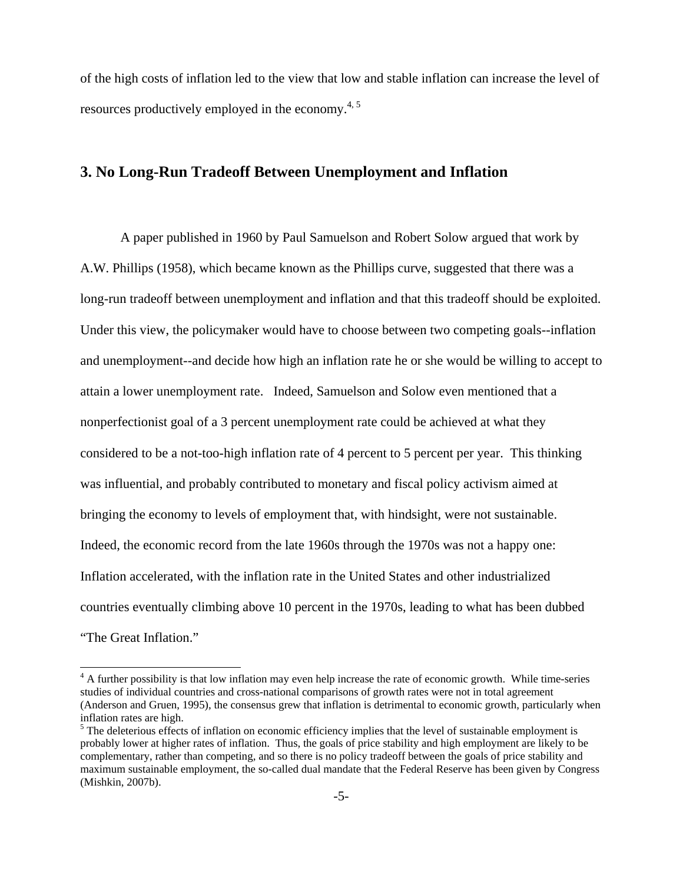of the high costs of inflation led to the view that low and stable inflation can increase the level of resources productively employed in the economy.[4, 5]

## 3. No Long-Run Tradeoff Between Unemployment and Inflation

A paper published in 1960 by Paul Samuelson and Robert Solow argued that work by A.W. Phillips (1958), which became known as the Phillips curve, suggested that there was a long-run tradeoff between unemployment and inflation and that this tradeoff should be exploited. Under this view, the policymaker would have to choose between two competing goals--inflation and unemployment--and decide how high an inflation rate he or she would be willing to accept to attain a lower unemployment rate. Indeed, Samuelson and Solow even mentioned that a nonperfectionist goal of a 3 percent unemployment rate could be achieved at what they considered to be a not-too-high inflation rate of 4 percent to 5 percent per year. This thinking was influential, and probably contributed to monetary and fiscal policy activism aimed at bringing the economy to levels of employment that, with hindsight, were not sustainable. Indeed, the economic record from the late 1960s through the 1970s was not a happy one: Inflation accelerated, with the inflation rate in the United States and other industrialized countries eventually climbing above 10 percent in the 1970s, leading to what has been dubbed "The Great Inflation."

---

[4] A further possibility is that low inflation may even help increase the rate of economic growth. While time-series studies of individual countries and cross-national comparisons of growth rates were not in total agreement (Anderson and Gruen, 1995), the consensus grew that inflation is detrimental to economic growth, particularly when inflation rates are high.

[5] The deleterious effects of inflation on economic efficiency implies that the level of sustainable employment is probably lower at higher rates of inflation. Thus, the goals of price stability and high employment are likely to be complementary, rather than competing, and so there is no policy tradeoff between the goals of price stability and maximum sustainable employment, the so-called dual mandate that the Federal Reserve has been given by Congress (Mishkin, 2007b).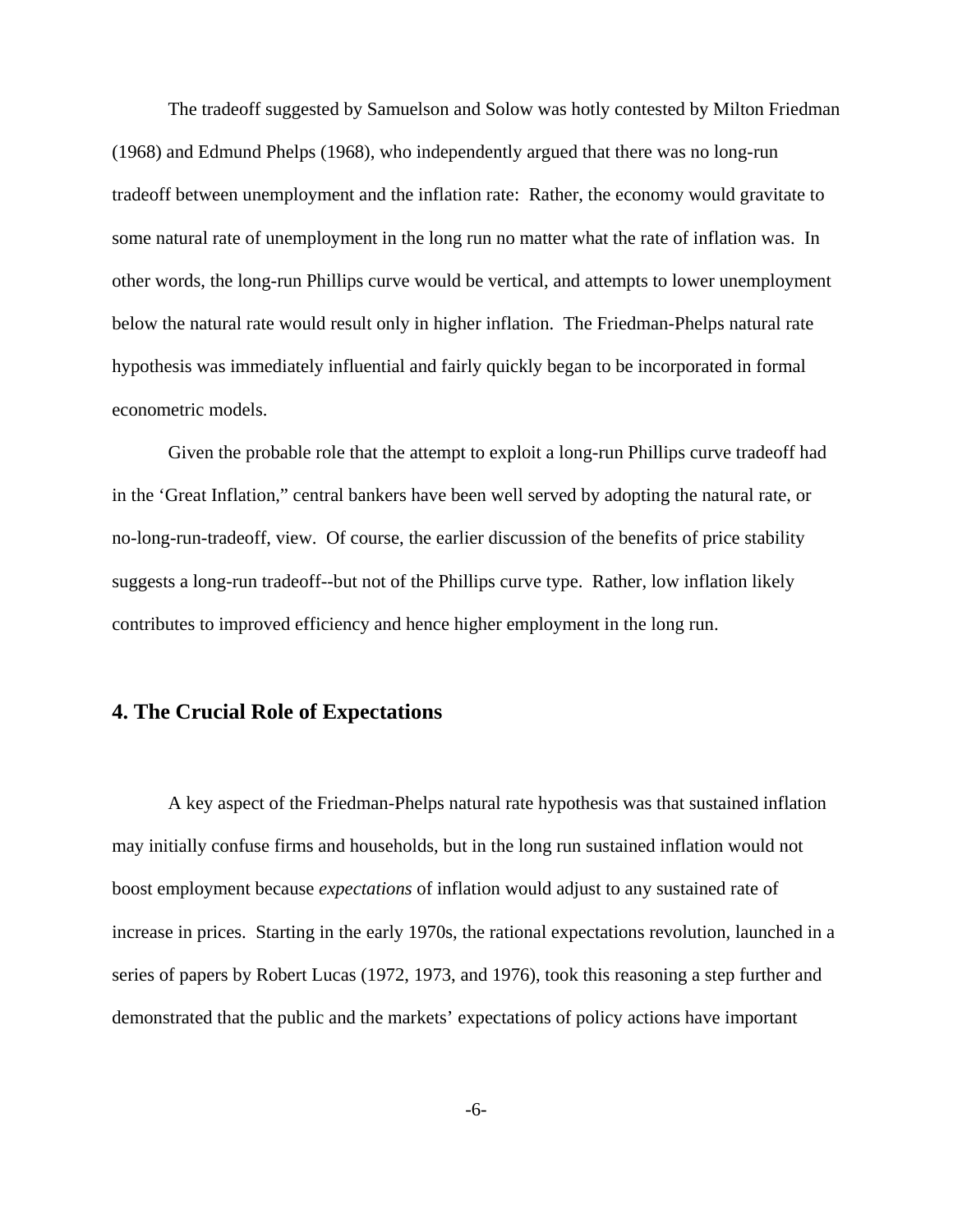The tradeoff suggested by Samuelson and Solow was hotly contested by Milton Friedman (1968) and Edmund Phelps (1968), who independently argued that there was no long-run tradeoff between unemployment and the inflation rate: Rather, the economy would gravitate to some natural rate of unemployment in the long run no matter what the rate of inflation was. In other words, the long-run Phillips curve would be vertical, and attempts to lower unemployment below the natural rate would result only in higher inflation. The Friedman-Phelps natural rate hypothesis was immediately influential and fairly quickly began to be incorporated in formal econometric models.

Given the probable role that the attempt to exploit a long-run Phillips curve tradeoff had in the 'Great Inflation," central bankers have been well served by adopting the natural rate, or no-long-run-tradeoff, view. Of course, the earlier discussion of the benefits of price stability suggests a long-run tradeoff--but not of the Phillips curve type. Rather, low inflation likely contributes to improved efficiency and hence higher employment in the long run.

## 4. The Crucial Role of Expectations

A key aspect of the Friedman-Phelps natural rate hypothesis was that sustained inflation may initially confuse firms and households, but in the long run sustained inflation would not boost employment because *expectations* of inflation would adjust to any sustained rate of increase in prices. Starting in the early 1970s, the rational expectations revolution, launched in a series of papers by Robert Lucas (1972, 1973, and 1976), took this reasoning a step further and demonstrated that the public and the markets' expectations of policy actions have important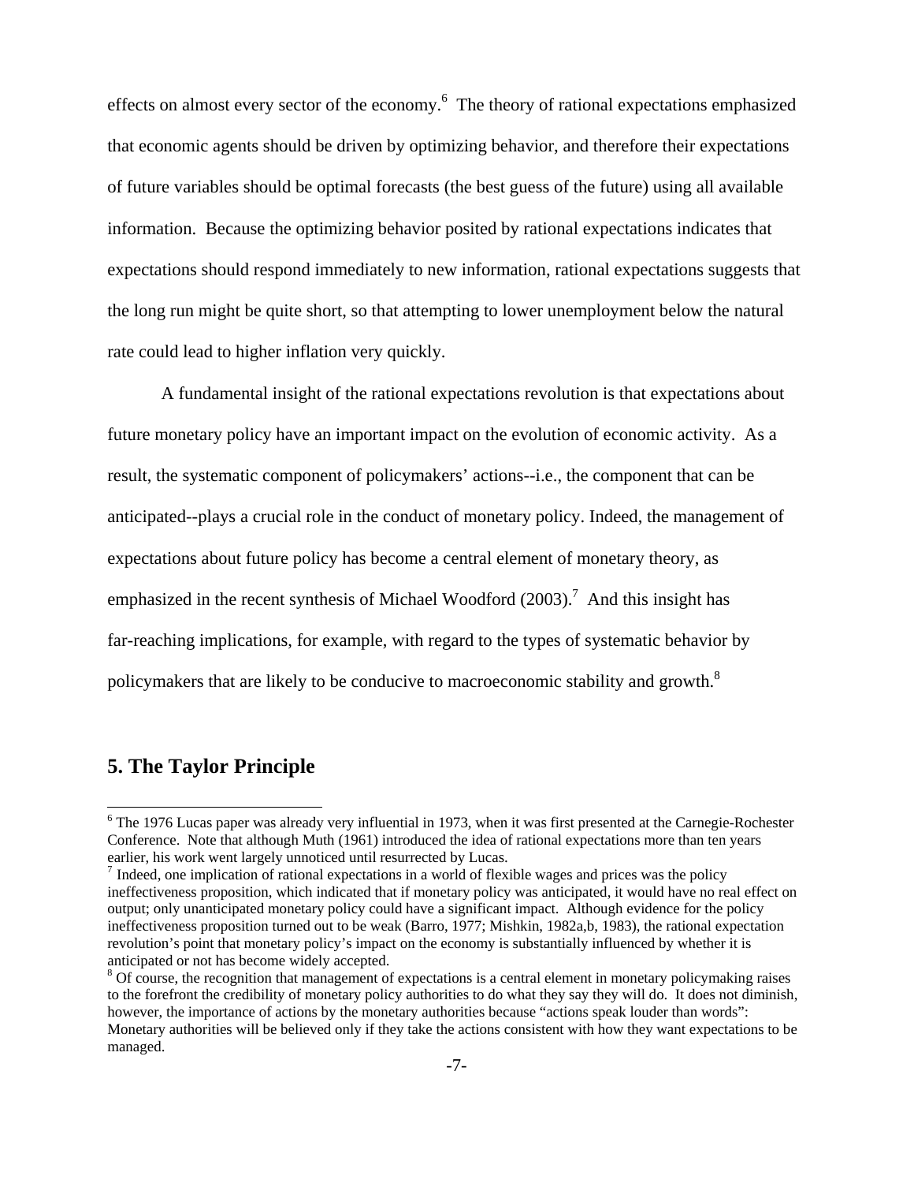effects on almost every sector of the economy.[6] The theory of rational expectations emphasized that economic agents should be driven by optimizing behavior, and therefore their expectations of future variables should be optimal forecasts (the best guess of the future) using all available information. Because the optimizing behavior posited by rational expectations indicates that expectations should respond immediately to new information, rational expectations suggests that the long run might be quite short, so that attempting to lower unemployment below the natural rate could lead to higher inflation very quickly.

A fundamental insight of the rational expectations revolution is that expectations about future monetary policy have an important impact on the evolution of economic activity. As a result, the systematic component of policymakers' actions--i.e., the component that can be anticipated--plays a crucial role in the conduct of monetary policy. Indeed, the management of expectations about future policy has become a central element of monetary theory, as emphasized in the recent synthesis of Michael Woodford (2003).[7] And this insight has far-reaching implications, for example, with regard to the types of systematic behavior by policymakers that are likely to be conducive to macroeconomic stability and growth.[8]

## 5. The Taylor Principle

---

[6] The 1976 Lucas paper was already very influential in 1973, when it was first presented at the Carnegie-Rochester Conference. Note that although Muth (1961) introduced the idea of rational expectations more than ten years earlier, his work went largely unnoticed until resurrected by Lucas.

[7] Indeed, one implication of rational expectations in a world of flexible wages and prices was the policy ineffectiveness proposition, which indicated that if monetary policy was anticipated, it would have no real effect on output; only unanticipated monetary policy could have a significant impact. Although evidence for the policy ineffectiveness proposition turned out to be weak (Barro, 1977; Mishkin, 1982a,b, 1983), the rational expectation revolution's point that monetary policy's impact on the economy is substantially influenced by whether it is anticipated or not has become widely accepted.

[8] Of course, the recognition that management of expectations is a central element in monetary policymaking raises to the forefront the credibility of monetary policy authorities to do what they say they will do. It does not diminish, however, the importance of actions by the monetary authorities because "actions speak louder than words": Monetary authorities will be believed only if they take the actions consistent with how they want expectations to be managed.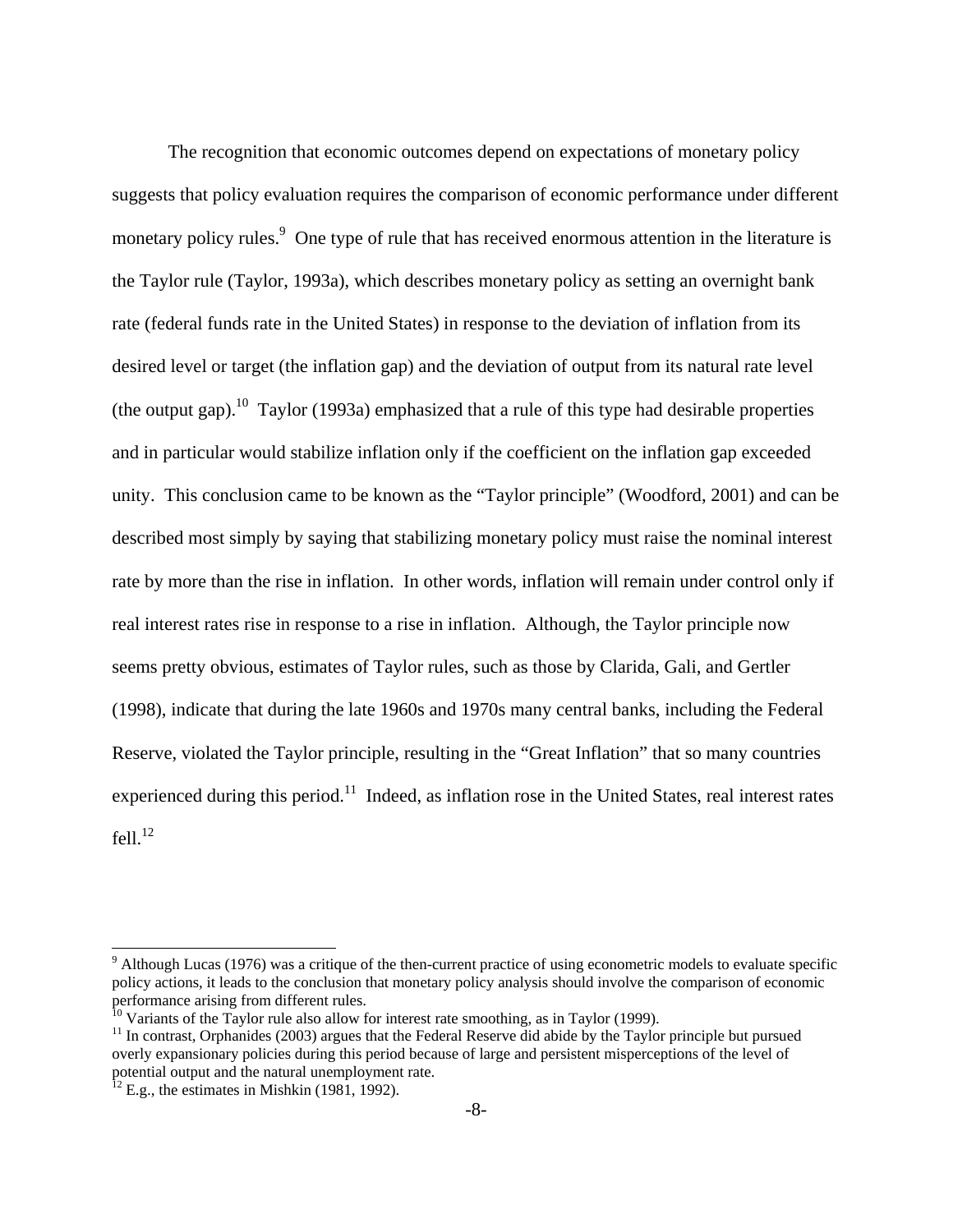The recognition that economic outcomes depend on expectations of monetary policy suggests that policy evaluation requires the comparison of economic performance under different monetary policy rules.[9] One type of rule that has received enormous attention in the literature is the Taylor rule (Taylor, 1993a), which describes monetary policy as setting an overnight bank rate (federal funds rate in the United States) in response to the deviation of inflation from its desired level or target (the inflation gap) and the deviation of output from its natural rate level (the output gap).[10] Taylor (1993a) emphasized that a rule of this type had desirable properties and in particular would stabilize inflation only if the coefficient on the inflation gap exceeded unity. This conclusion came to be known as the "Taylor principle" (Woodford, 2001) and can be described most simply by saying that stabilizing monetary policy must raise the nominal interest rate by more than the rise in inflation. In other words, inflation will remain under control only if real interest rates rise in response to a rise in inflation. Although, the Taylor principle now seems pretty obvious, estimates of Taylor rules, such as those by Clarida, Gali, and Gertler (1998), indicate that during the late 1960s and 1970s many central banks, including the Federal Reserve, violated the Taylor principle, resulting in the "Great Inflation" that so many countries experienced during this period.[11] Indeed, as inflation rose in the United States, real interest rates fell.[12]

---

[9] Although Lucas (1976) was a critique of the then-current practice of using econometric models to evaluate specific policy actions, it leads to the conclusion that monetary policy analysis should involve the comparison of economic performance arising from different rules.

[10] Variants of the Taylor rule also allow for interest rate smoothing, as in Taylor (1999).

[11] In contrast, Orphanides (2003) argues that the Federal Reserve did abide by the Taylor principle but pursued overly expansionary policies during this period because of large and persistent misperceptions of the level of potential output and the natural unemployment rate.

[12] E.g., the estimates in Mishkin (1981, 1992).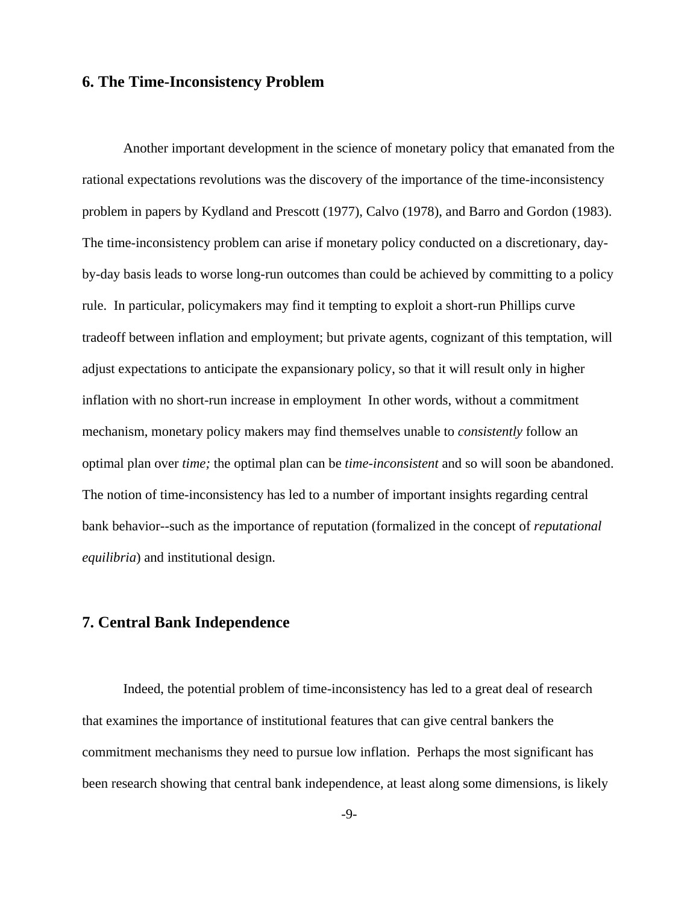## 6. The Time-Inconsistency Problem

Another important development in the science of monetary policy that emanated from the rational expectations revolutions was the discovery of the importance of the time-inconsistency problem in papers by Kydland and Prescott (1977), Calvo (1978), and Barro and Gordon (1983). The time-inconsistency problem can arise if monetary policy conducted on a discretionary, day-by-day basis leads to worse long-run outcomes than could be achieved by committing to a policy rule. In particular, policymakers may find it tempting to exploit a short-run Phillips curve tradeoff between inflation and employment; but private agents, cognizant of this temptation, will adjust expectations to anticipate the expansionary policy, so that it will result only in higher inflation with no short-run increase in employment In other words, without a commitment mechanism, monetary policy makers may find themselves unable to *consistently* follow an optimal plan over *time;* the optimal plan can be *time-inconsistent* and so will soon be abandoned. The notion of time-inconsistency has led to a number of important insights regarding central bank behavior--such as the importance of reputation (formalized in the concept of *reputational equilibria*) and institutional design.

## 7. Central Bank Independence

Indeed, the potential problem of time-inconsistency has led to a great deal of research that examines the importance of institutional features that can give central bankers the commitment mechanisms they need to pursue low inflation. Perhaps the most significant has been research showing that central bank independence, at least along some dimensions, is likely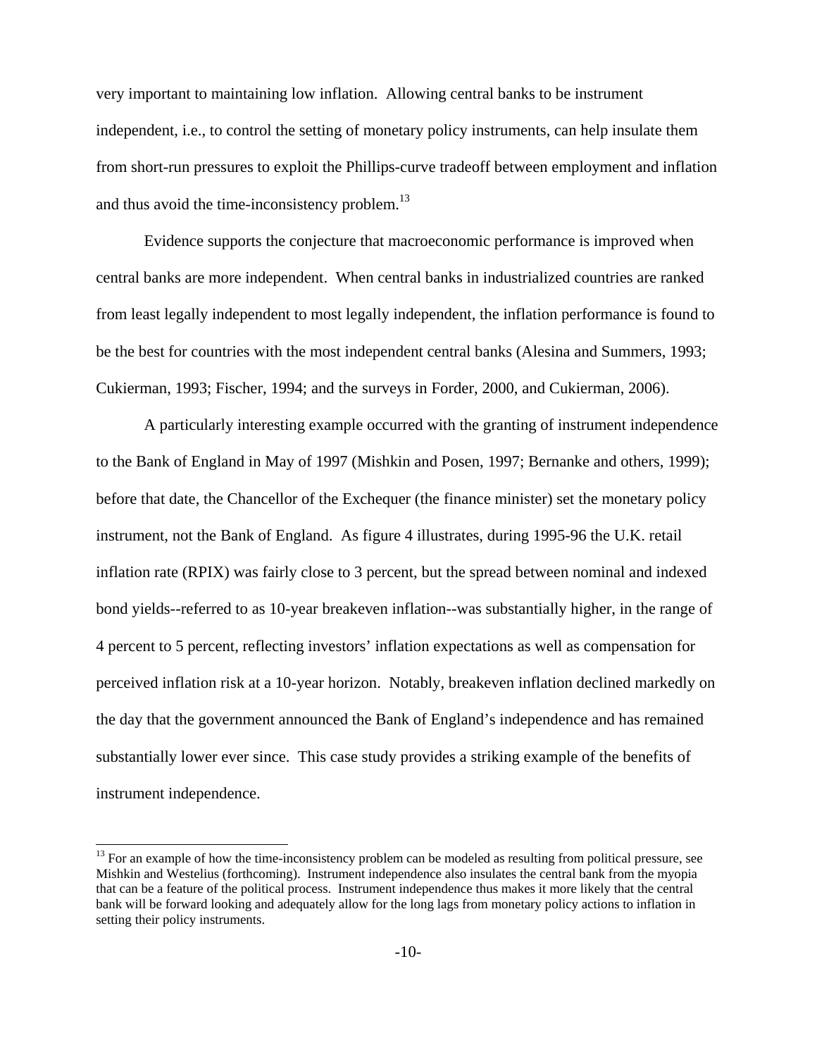very important to maintaining low inflation. Allowing central banks to be instrument independent, i.e., to control the setting of monetary policy instruments, can help insulate them from short-run pressures to exploit the Phillips-curve tradeoff between employment and inflation and thus avoid the time-inconsistency problem.[13]

Evidence supports the conjecture that macroeconomic performance is improved when central banks are more independent. When central banks in industrialized countries are ranked from least legally independent to most legally independent, the inflation performance is found to be the best for countries with the most independent central banks (Alesina and Summers, 1993; Cukierman, 1993; Fischer, 1994; and the surveys in Forder, 2000, and Cukierman, 2006).

A particularly interesting example occurred with the granting of instrument independence to the Bank of England in May of 1997 (Mishkin and Posen, 1997; Bernanke and others, 1999); before that date, the Chancellor of the Exchequer (the finance minister) set the monetary policy instrument, not the Bank of England. As figure 4 illustrates, during 1995-96 the U.K. retail inflation rate (RPIX) was fairly close to 3 percent, but the spread between nominal and indexed bond yields--referred to as 10-year breakeven inflation--was substantially higher, in the range of 4 percent to 5 percent, reflecting investors' inflation expectations as well as compensation for perceived inflation risk at a 10-year horizon. Notably, breakeven inflation declined markedly on the day that the government announced the Bank of England's independence and has remained substantially lower ever since. This case study provides a striking example of the benefits of instrument independence.

[13] For an example of how the time-inconsistency problem can be modeled as resulting from political pressure, see Mishkin and Westelius (forthcoming). Instrument independence also insulates the central bank from the myopia that can be a feature of the political process. Instrument independence thus makes it more likely that the central bank will be forward looking and adequately allow for the long lags from monetary policy actions to inflation in setting their policy instruments.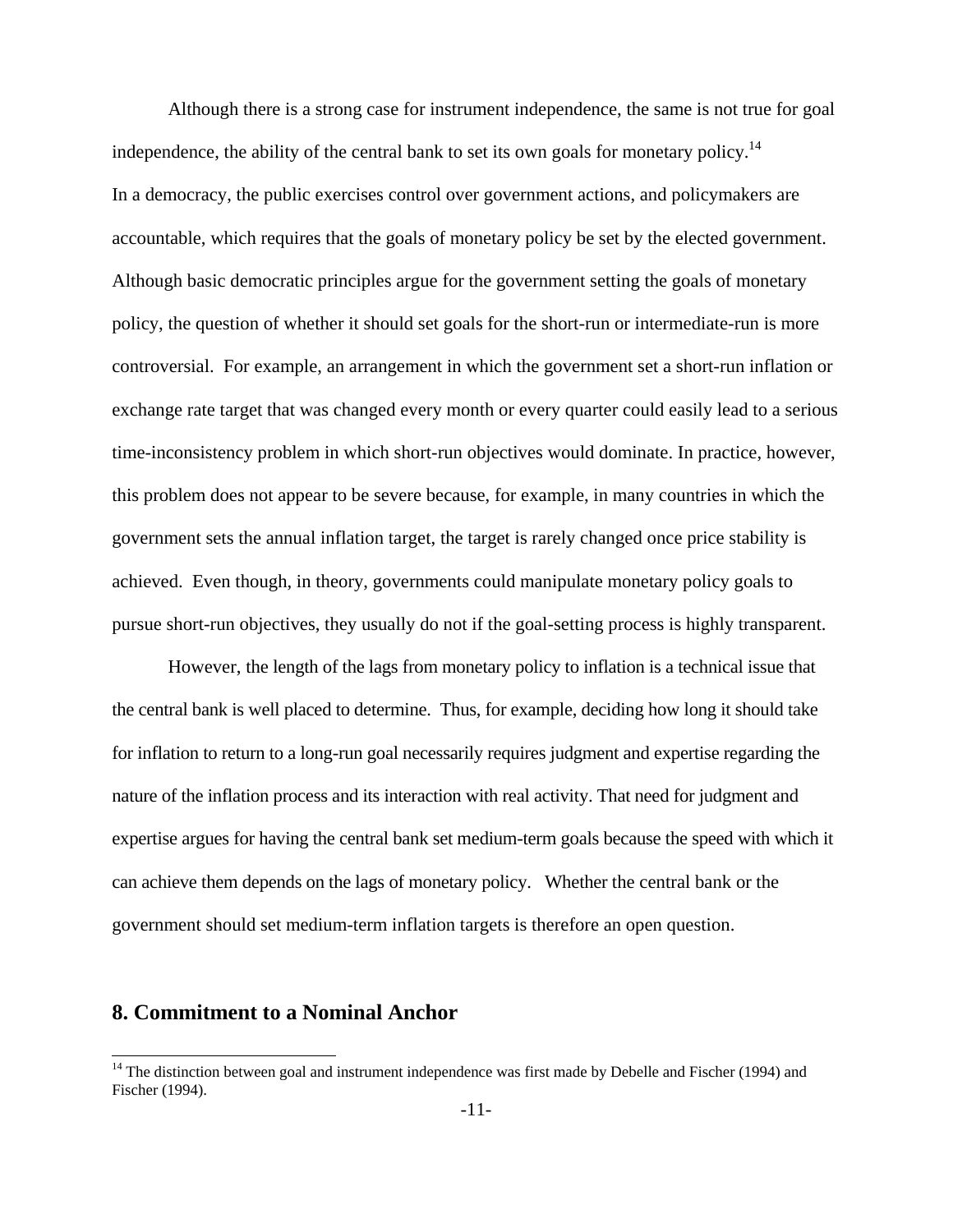Although there is a strong case for instrument independence, the same is not true for goal independence, the ability of the central bank to set its own goals for monetary policy.[14] In a democracy, the public exercises control over government actions, and policymakers are accountable, which requires that the goals of monetary policy be set by the elected government. Although basic democratic principles argue for the government setting the goals of monetary policy, the question of whether it should set goals for the short-run or intermediate-run is more controversial. For example, an arrangement in which the government set a short-run inflation or exchange rate target that was changed every month or every quarter could easily lead to a serious time-inconsistency problem in which short-run objectives would dominate. In practice, however, this problem does not appear to be severe because, for example, in many countries in which the government sets the annual inflation target, the target is rarely changed once price stability is achieved. Even though, in theory, governments could manipulate monetary policy goals to pursue short-run objectives, they usually do not if the goal-setting process is highly transparent.

However, the length of the lags from monetary policy to inflation is a technical issue that the central bank is well placed to determine. Thus, for example, deciding how long it should take for inflation to return to a long-run goal necessarily requires judgment and expertise regarding the nature of the inflation process and its interaction with real activity. That need for judgment and expertise argues for having the central bank set medium-term goals because the speed with which it can achieve them depends on the lags of monetary policy. Whether the central bank or the government should set medium-term inflation targets is therefore an open question.

## 8. Commitment to a Nominal Anchor

[14] The distinction between goal and instrument independence was first made by Debelle and Fischer (1994) and Fischer (1994).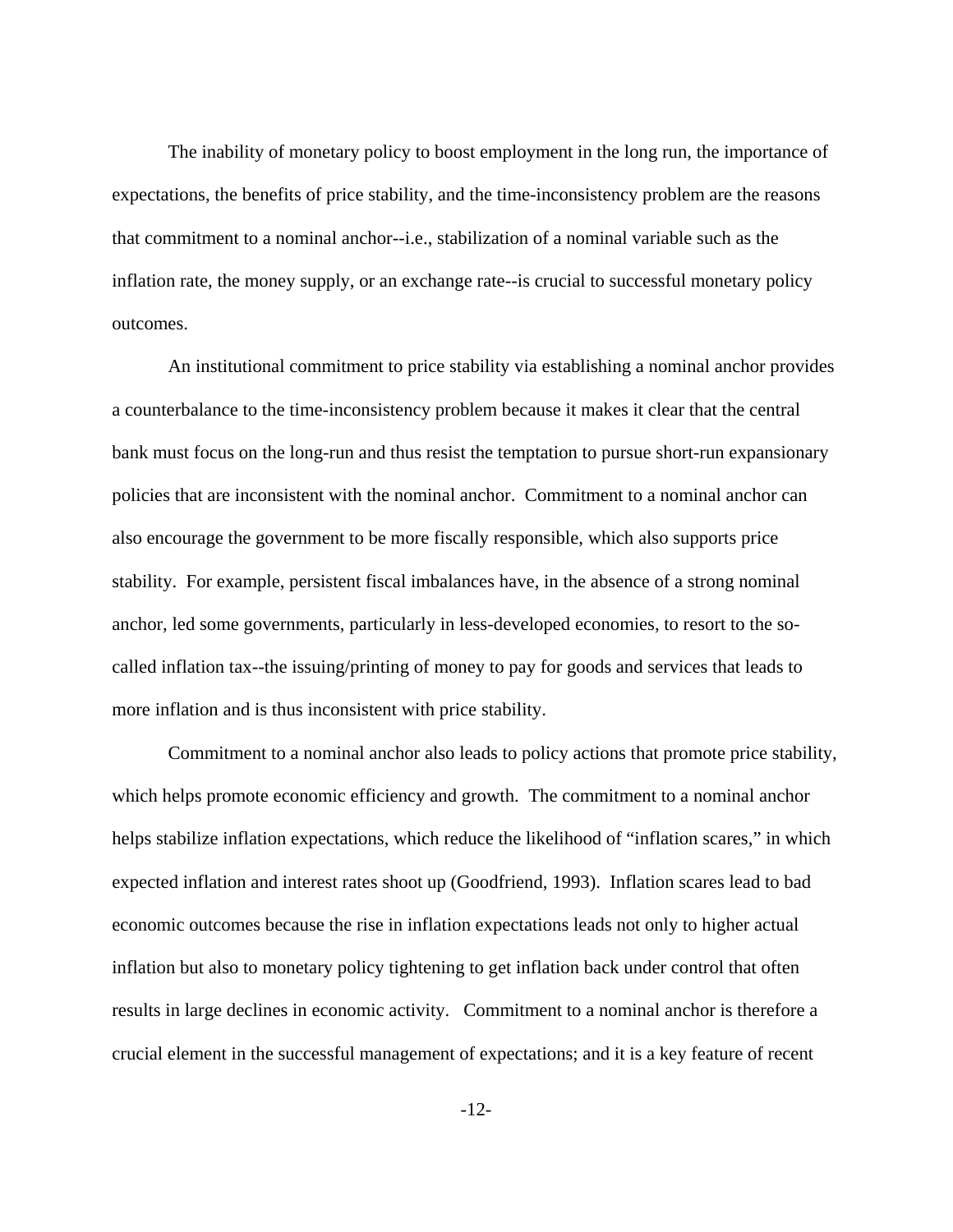The inability of monetary policy to boost employment in the long run, the importance of expectations, the benefits of price stability, and the time-inconsistency problem are the reasons that commitment to a nominal anchor--i.e., stabilization of a nominal variable such as the inflation rate, the money supply, or an exchange rate--is crucial to successful monetary policy outcomes.

An institutional commitment to price stability via establishing a nominal anchor provides a counterbalance to the time-inconsistency problem because it makes it clear that the central bank must focus on the long-run and thus resist the temptation to pursue short-run expansionary policies that are inconsistent with the nominal anchor. Commitment to a nominal anchor can also encourage the government to be more fiscally responsible, which also supports price stability. For example, persistent fiscal imbalances have, in the absence of a strong nominal anchor, led some governments, particularly in less-developed economies, to resort to the so-called inflation tax--the issuing/printing of money to pay for goods and services that leads to more inflation and is thus inconsistent with price stability.

Commitment to a nominal anchor also leads to policy actions that promote price stability, which helps promote economic efficiency and growth. The commitment to a nominal anchor helps stabilize inflation expectations, which reduce the likelihood of "inflation scares," in which expected inflation and interest rates shoot up (Goodfriend, 1993). Inflation scares lead to bad economic outcomes because the rise in inflation expectations leads not only to higher actual inflation but also to monetary policy tightening to get inflation back under control that often results in large declines in economic activity. Commitment to a nominal anchor is therefore a crucial element in the successful management of expectations; and it is a key feature of recent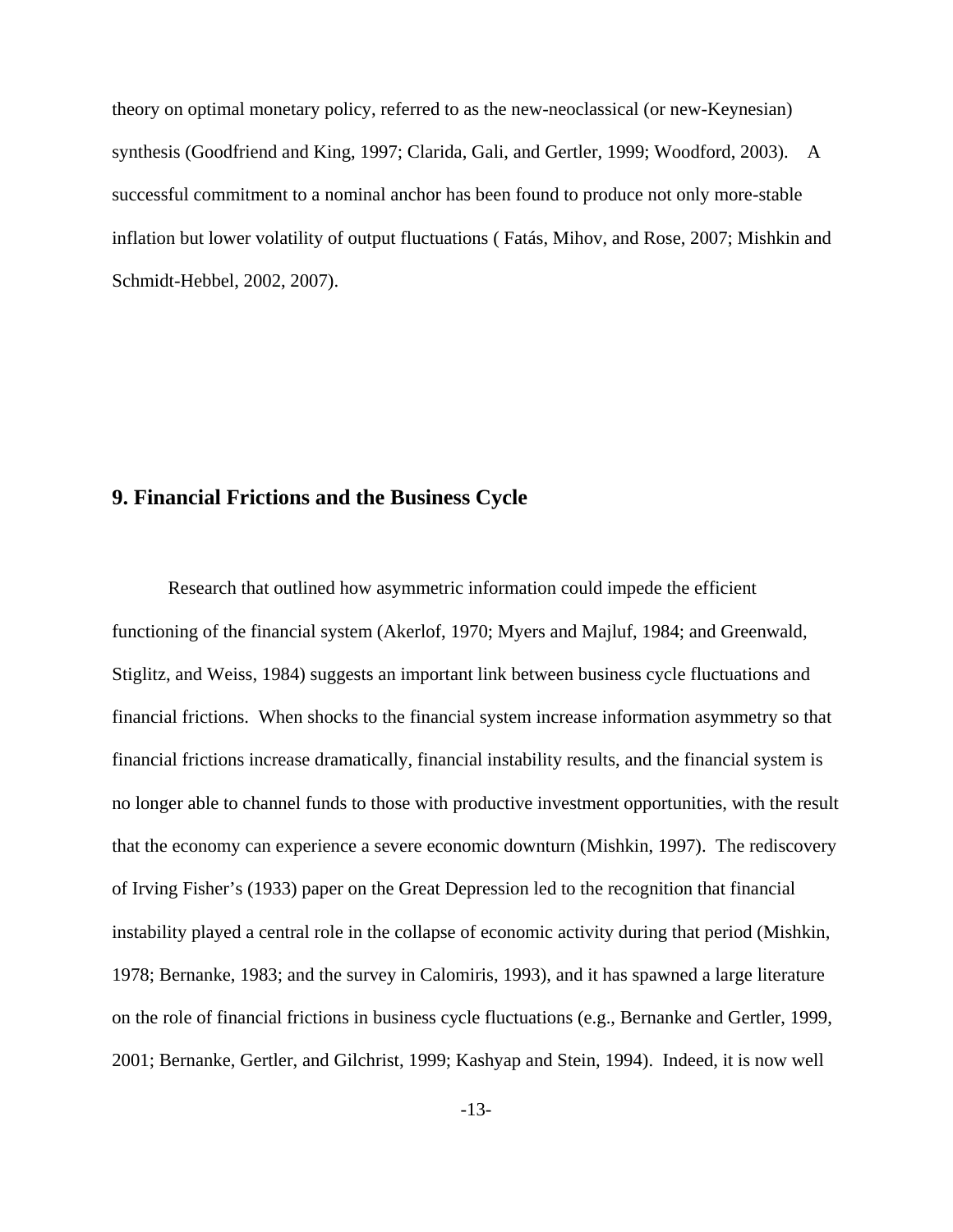theory on optimal monetary policy, referred to as the new-neoclassical (or new-Keynesian) synthesis (Goodfriend and King, 1997; Clarida, Gali, and Gertler, 1999; Woodford, 2003). A successful commitment to a nominal anchor has been found to produce not only more-stable inflation but lower volatility of output fluctuations ( Fatás, Mihov, and Rose, 2007; Mishkin and Schmidt-Hebbel, 2002, 2007).

## 9. Financial Frictions and the Business Cycle

Research that outlined how asymmetric information could impede the efficient functioning of the financial system (Akerlof, 1970; Myers and Majluf, 1984; and Greenwald, Stiglitz, and Weiss, 1984) suggests an important link between business cycle fluctuations and financial frictions. When shocks to the financial system increase information asymmetry so that financial frictions increase dramatically, financial instability results, and the financial system is no longer able to channel funds to those with productive investment opportunities, with the result that the economy can experience a severe economic downturn (Mishkin, 1997). The rediscovery of Irving Fisher's (1933) paper on the Great Depression led to the recognition that financial instability played a central role in the collapse of economic activity during that period (Mishkin, 1978; Bernanke, 1983; and the survey in Calomiris, 1993), and it has spawned a large literature on the role of financial frictions in business cycle fluctuations (e.g., Bernanke and Gertler, 1999, 2001; Bernanke, Gertler, and Gilchrist, 1999; Kashyap and Stein, 1994). Indeed, it is now well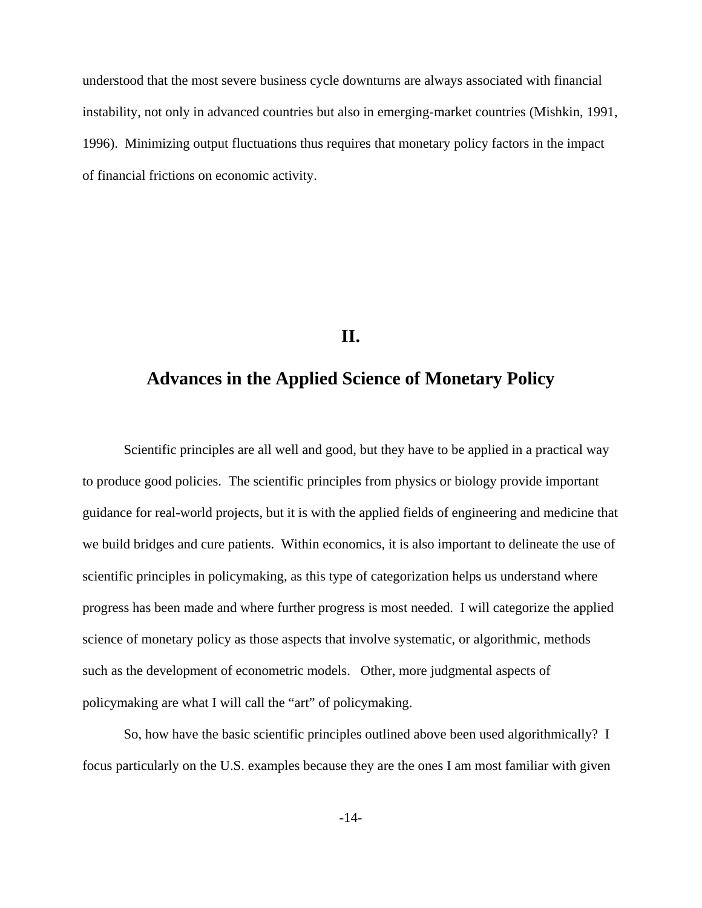understood that the most severe business cycle downturns are always associated with financial instability, not only in advanced countries but also in emerging-market countries (Mishkin, 1991, 1996). Minimizing output fluctuations thus requires that monetary policy factors in the impact of financial frictions on economic activity.

## II.

## Advances in the Applied Science of Monetary Policy

Scientific principles are all well and good, but they have to be applied in a practical way to produce good policies. The scientific principles from physics or biology provide important guidance for real-world projects, but it is with the applied fields of engineering and medicine that we build bridges and cure patients. Within economics, it is also important to delineate the use of scientific principles in policymaking, as this type of categorization helps us understand where progress has been made and where further progress is most needed. I will categorize the applied science of monetary policy as those aspects that involve systematic, or algorithmic, methods such as the development of econometric models. Other, more judgmental aspects of policymaking are what I will call the "art" of policymaking.

So, how have the basic scientific principles outlined above been used algorithmically? I focus particularly on the U.S. examples because they are the ones I am most familiar with given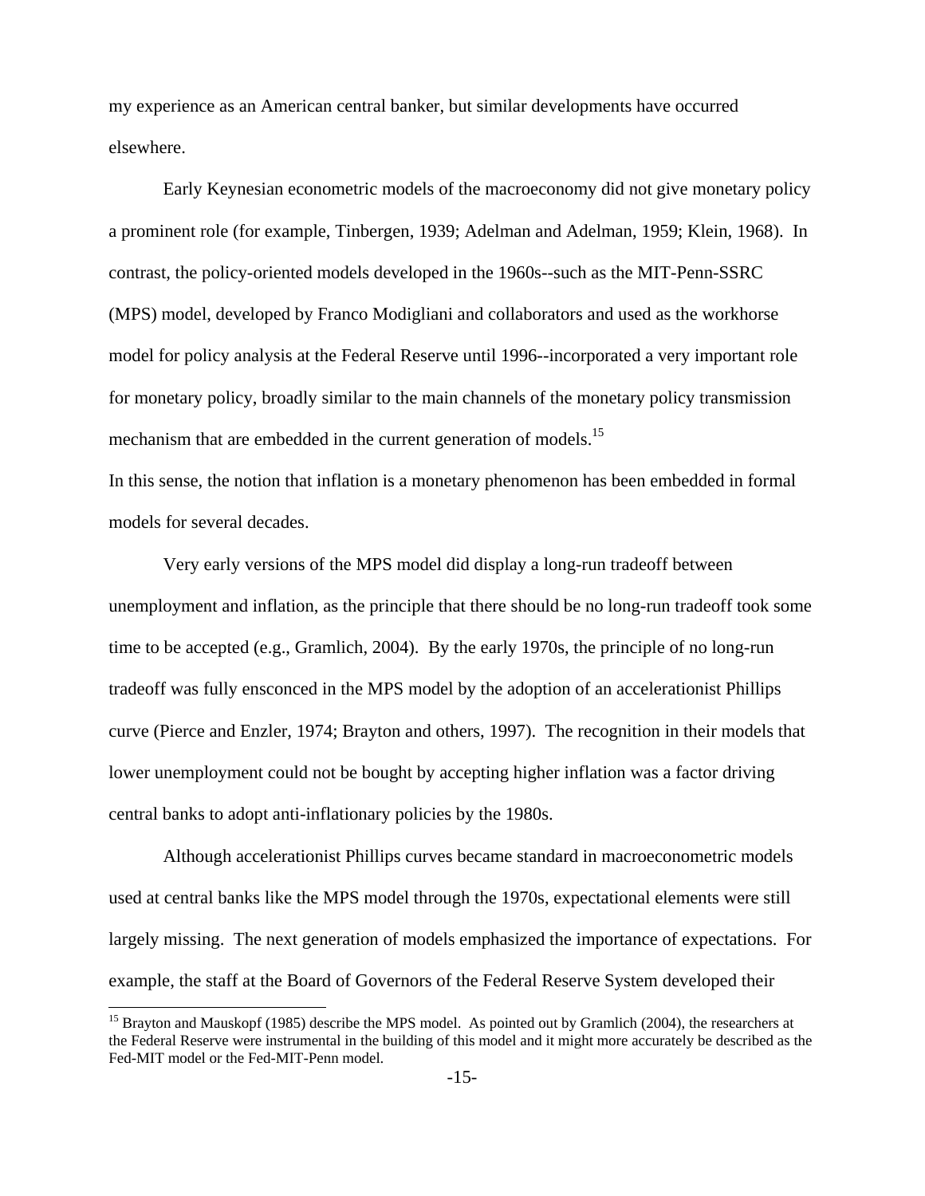my experience as an American central banker, but similar developments have occurred elsewhere.

Early Keynesian econometric models of the macroeconomy did not give monetary policy a prominent role (for example, Tinbergen, 1939; Adelman and Adelman, 1959; Klein, 1968). In contrast, the policy-oriented models developed in the 1960s--such as the MIT-Penn-SSRC (MPS) model, developed by Franco Modigliani and collaborators and used as the workhorse model for policy analysis at the Federal Reserve until 1996--incorporated a very important role for monetary policy, broadly similar to the main channels of the monetary policy transmission mechanism that are embedded in the current generation of models.[15]

In this sense, the notion that inflation is a monetary phenomenon has been embedded in formal models for several decades.

Very early versions of the MPS model did display a long-run tradeoff between unemployment and inflation, as the principle that there should be no long-run tradeoff took some time to be accepted (e.g., Gramlich, 2004). By the early 1970s, the principle of no long-run tradeoff was fully ensconced in the MPS model by the adoption of an accelerationist Phillips curve (Pierce and Enzler, 1974; Brayton and others, 1997). The recognition in their models that lower unemployment could not be bought by accepting higher inflation was a factor driving central banks to adopt anti-inflationary policies by the 1980s.

Although accelerationist Phillips curves became standard in macroeconometric models used at central banks like the MPS model through the 1970s, expectational elements were still largely missing. The next generation of models emphasized the importance of expectations. For example, the staff at the Board of Governors of the Federal Reserve System developed their

[15] Brayton and Mauskopf (1985) describe the MPS model. As pointed out by Gramlich (2004), the researchers at the Federal Reserve were instrumental in the building of this model and it might more accurately be described as the Fed-MIT model or the Fed-MIT-Penn model.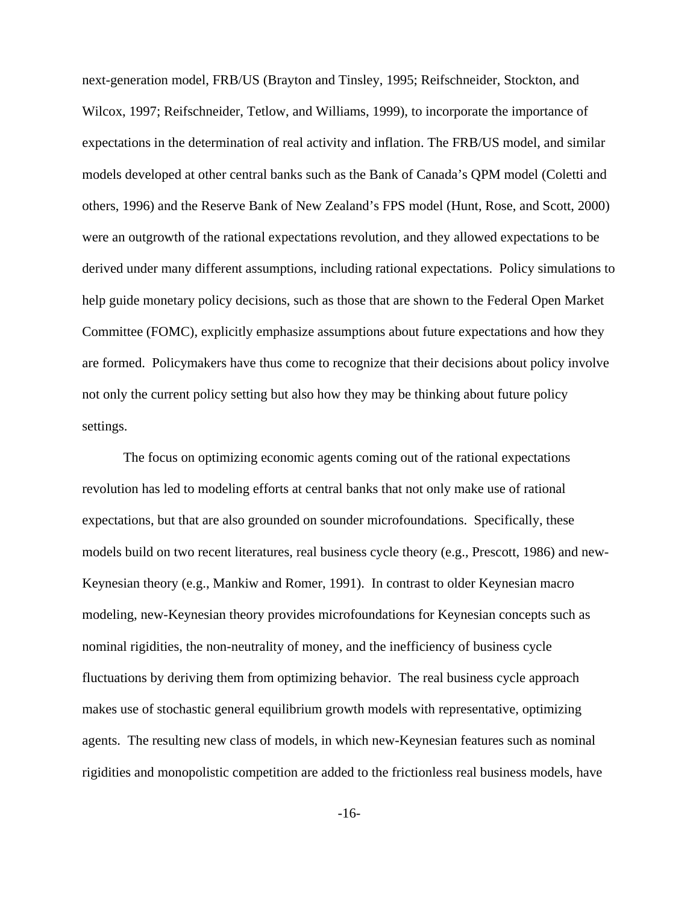next-generation model, FRB/US (Brayton and Tinsley, 1995; Reifschneider, Stockton, and Wilcox, 1997; Reifschneider, Tetlow, and Williams, 1999), to incorporate the importance of expectations in the determination of real activity and inflation. The FRB/US model, and similar models developed at other central banks such as the Bank of Canada's QPM model (Coletti and others, 1996) and the Reserve Bank of New Zealand's FPS model (Hunt, Rose, and Scott, 2000) were an outgrowth of the rational expectations revolution, and they allowed expectations to be derived under many different assumptions, including rational expectations. Policy simulations to help guide monetary policy decisions, such as those that are shown to the Federal Open Market Committee (FOMC), explicitly emphasize assumptions about future expectations and how they are formed. Policymakers have thus come to recognize that their decisions about policy involve not only the current policy setting but also how they may be thinking about future policy settings.

The focus on optimizing economic agents coming out of the rational expectations revolution has led to modeling efforts at central banks that not only make use of rational expectations, but that are also grounded on sounder microfoundations. Specifically, these models build on two recent literatures, real business cycle theory (e.g., Prescott, 1986) and new-Keynesian theory (e.g., Mankiw and Romer, 1991). In contrast to older Keynesian macro modeling, new-Keynesian theory provides microfoundations for Keynesian concepts such as nominal rigidities, the non-neutrality of money, and the inefficiency of business cycle fluctuations by deriving them from optimizing behavior. The real business cycle approach makes use of stochastic general equilibrium growth models with representative, optimizing agents. The resulting new class of models, in which new-Keynesian features such as nominal rigidities and monopolistic competition are added to the frictionless real business models, have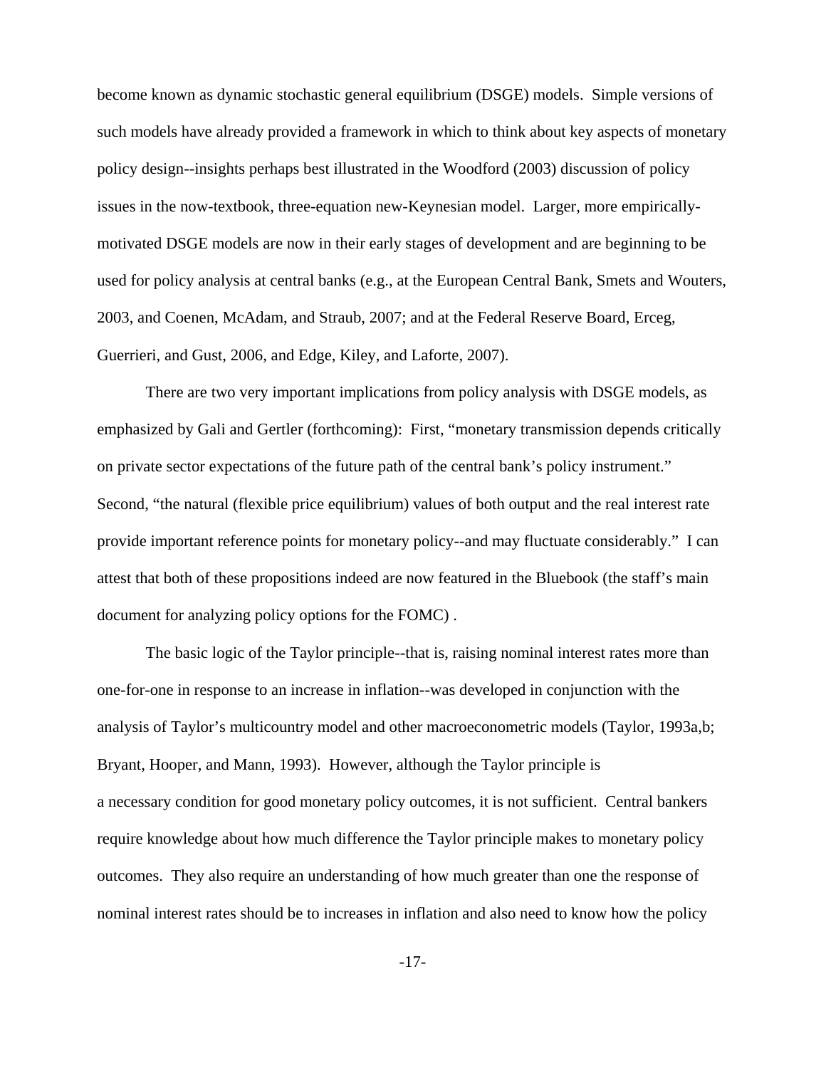become known as dynamic stochastic general equilibrium (DSGE) models. Simple versions of such models have already provided a framework in which to think about key aspects of monetary policy design--insights perhaps best illustrated in the Woodford (2003) discussion of policy issues in the now-textbook, three-equation new-Keynesian model. Larger, more empirically-motivated DSGE models are now in their early stages of development and are beginning to be used for policy analysis at central banks (e.g., at the European Central Bank, Smets and Wouters, 2003, and Coenen, McAdam, and Straub, 2007; and at the Federal Reserve Board, Erceg, Guerrieri, and Gust, 2006, and Edge, Kiley, and Laforte, 2007).

There are two very important implications from policy analysis with DSGE models, as emphasized by Gali and Gertler (forthcoming): First, "monetary transmission depends critically on private sector expectations of the future path of the central bank's policy instrument." Second, "the natural (flexible price equilibrium) values of both output and the real interest rate provide important reference points for monetary policy--and may fluctuate considerably." I can attest that both of these propositions indeed are now featured in the Bluebook (the staff's main document for analyzing policy options for the FOMC) .

The basic logic of the Taylor principle--that is, raising nominal interest rates more than one-for-one in response to an increase in inflation--was developed in conjunction with the analysis of Taylor's multicountry model and other macroeconometric models (Taylor, 1993a,b; Bryant, Hooper, and Mann, 1993). However, although the Taylor principle is a necessary condition for good monetary policy outcomes, it is not sufficient. Central bankers require knowledge about how much difference the Taylor principle makes to monetary policy outcomes. They also require an understanding of how much greater than one the response of nominal interest rates should be to increases in inflation and also need to know how the policy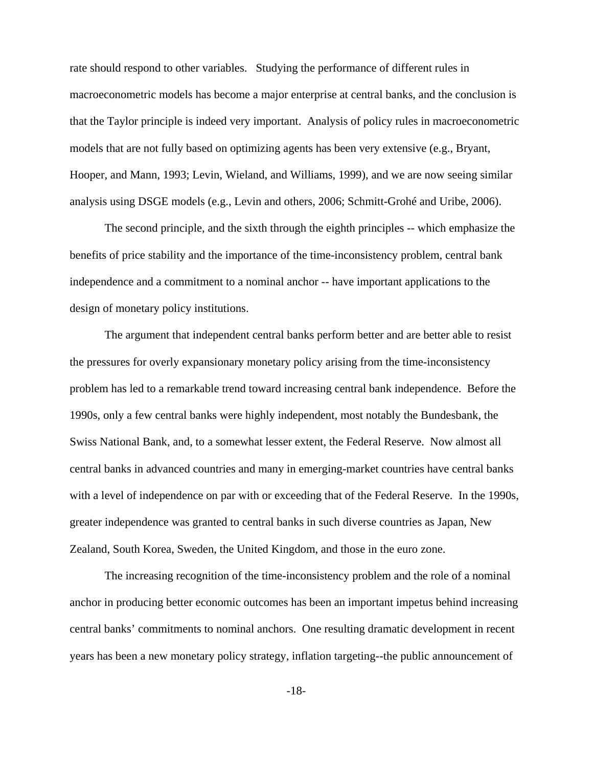rate should respond to other variables.  Studying the performance of different rules in macroeconometric models has become a major enterprise at central banks, and the conclusion is that the Taylor principle is indeed very important.  Analysis of policy rules in macroeconometric models that are not fully based on optimizing agents has been very extensive (e.g., Bryant, Hooper, and Mann, 1993; Levin, Wieland, and Williams, 1999), and we are now seeing similar analysis using DSGE models (e.g., Levin and others, 2006; Schmitt-Grohé and Uribe, 2006).

The second principle, and the sixth through the eighth principles -- which emphasize the benefits of price stability and the importance of the time-inconsistency problem, central bank independence and a commitment to a nominal anchor -- have important applications to the design of monetary policy institutions.

The argument that independent central banks perform better and are better able to resist the pressures for overly expansionary monetary policy arising from the time-inconsistency problem has led to a remarkable trend toward increasing central bank independence.  Before the 1990s, only a few central banks were highly independent, most notably the Bundesbank, the Swiss National Bank, and, to a somewhat lesser extent, the Federal Reserve.  Now almost all central banks in advanced countries and many in emerging-market countries have central banks with a level of independence on par with or exceeding that of the Federal Reserve.  In the 1990s, greater independence was granted to central banks in such diverse countries as Japan, New Zealand, South Korea, Sweden, the United Kingdom, and those in the euro zone.

The increasing recognition of the time-inconsistency problem and the role of a nominal anchor in producing better economic outcomes has been an important impetus behind increasing central banks' commitments to nominal anchors.  One resulting dramatic development in recent years has been a new monetary policy strategy, inflation targeting--the public announcement of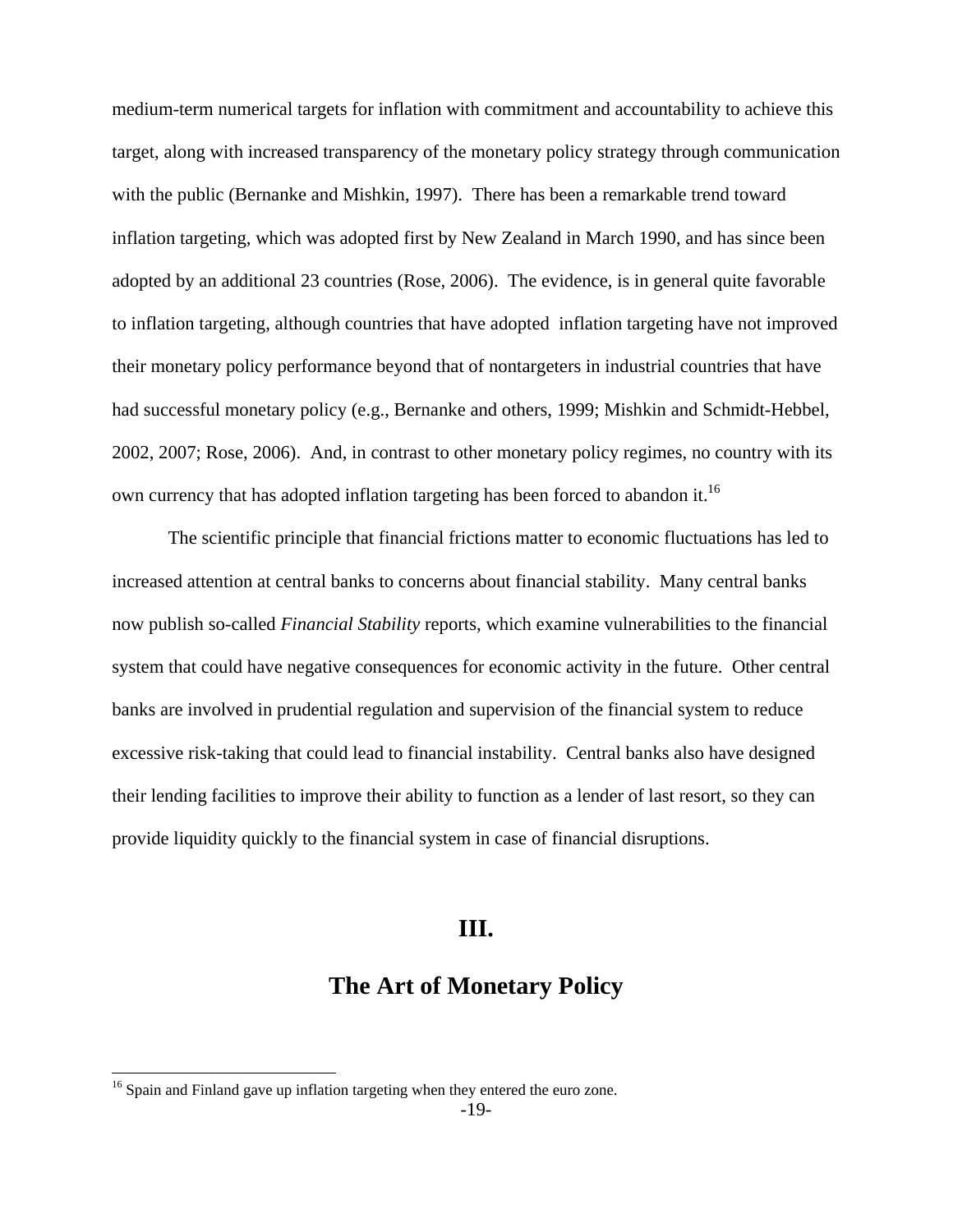medium-term numerical targets for inflation with commitment and accountability to achieve this target, along with increased transparency of the monetary policy strategy through communication with the public (Bernanke and Mishkin, 1997). There has been a remarkable trend toward inflation targeting, which was adopted first by New Zealand in March 1990, and has since been adopted by an additional 23 countries (Rose, 2006). The evidence, is in general quite favorable to inflation targeting, although countries that have adopted inflation targeting have not improved their monetary policy performance beyond that of nontargeters in industrial countries that have had successful monetary policy (e.g., Bernanke and others, 1999; Mishkin and Schmidt-Hebbel, 2002, 2007; Rose, 2006). And, in contrast to other monetary policy regimes, no country with its own currency that has adopted inflation targeting has been forced to abandon it.[16]

The scientific principle that financial frictions matter to economic fluctuations has led to increased attention at central banks to concerns about financial stability. Many central banks now publish so-called *Financial Stability* reports, which examine vulnerabilities to the financial system that could have negative consequences for economic activity in the future. Other central banks are involved in prudential regulation and supervision of the financial system to reduce excessive risk-taking that could lead to financial instability. Central banks also have designed their lending facilities to improve their ability to function as a lender of last resort, so they can provide liquidity quickly to the financial system in case of financial disruptions.

# III.

# The Art of Monetary Policy

[16] Spain and Finland gave up inflation targeting when they entered the euro zone.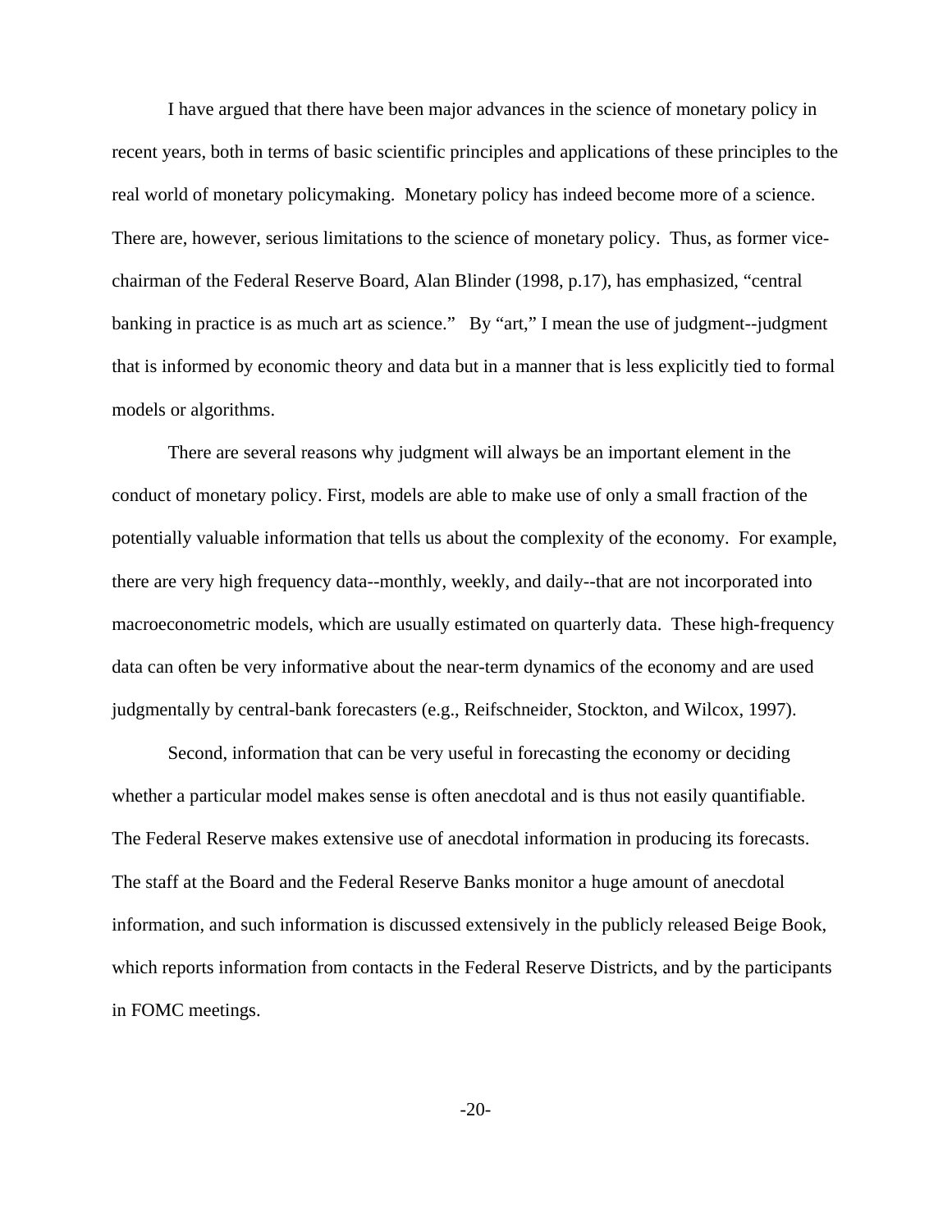I have argued that there have been major advances in the science of monetary policy in recent years, both in terms of basic scientific principles and applications of these principles to the real world of monetary policymaking. Monetary policy has indeed become more of a science. There are, however, serious limitations to the science of monetary policy. Thus, as former vice-chairman of the Federal Reserve Board, Alan Blinder (1998, p.17), has emphasized, "central banking in practice is as much art as science." By "art," I mean the use of judgment--judgment that is informed by economic theory and data but in a manner that is less explicitly tied to formal models or algorithms.

There are several reasons why judgment will always be an important element in the conduct of monetary policy. First, models are able to make use of only a small fraction of the potentially valuable information that tells us about the complexity of the economy. For example, there are very high frequency data--monthly, weekly, and daily--that are not incorporated into macroeconometric models, which are usually estimated on quarterly data. These high-frequency data can often be very informative about the near-term dynamics of the economy and are used judgmentally by central-bank forecasters (e.g., Reifschneider, Stockton, and Wilcox, 1997).

Second, information that can be very useful in forecasting the economy or deciding whether a particular model makes sense is often anecdotal and is thus not easily quantifiable. The Federal Reserve makes extensive use of anecdotal information in producing its forecasts. The staff at the Board and the Federal Reserve Banks monitor a huge amount of anecdotal information, and such information is discussed extensively in the publicly released Beige Book, which reports information from contacts in the Federal Reserve Districts, and by the participants in FOMC meetings.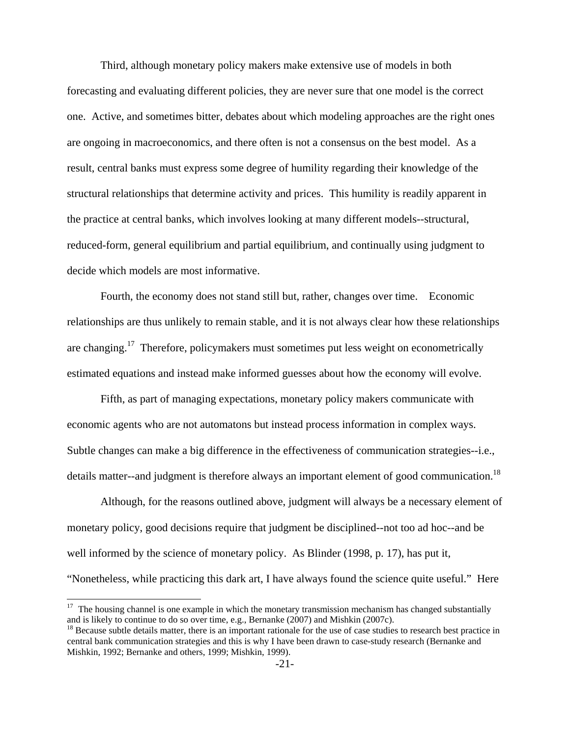Third, although monetary policy makers make extensive use of models in both forecasting and evaluating different policies, they are never sure that one model is the correct one. Active, and sometimes bitter, debates about which modeling approaches are the right ones are ongoing in macroeconomics, and there often is not a consensus on the best model. As a result, central banks must express some degree of humility regarding their knowledge of the structural relationships that determine activity and prices. This humility is readily apparent in the practice at central banks, which involves looking at many different models--structural, reduced-form, general equilibrium and partial equilibrium, and continually using judgment to decide which models are most informative.

Fourth, the economy does not stand still but, rather, changes over time. Economic relationships are thus unlikely to remain stable, and it is not always clear how these relationships are changing.[17] Therefore, policymakers must sometimes put less weight on econometrically estimated equations and instead make informed guesses about how the economy will evolve.

Fifth, as part of managing expectations, monetary policy makers communicate with economic agents who are not automatons but instead process information in complex ways. Subtle changes can make a big difference in the effectiveness of communication strategies--i.e., details matter--and judgment is therefore always an important element of good communication.[18]

Although, for the reasons outlined above, judgment will always be a necessary element of monetary policy, good decisions require that judgment be disciplined--not too ad hoc--and be well informed by the science of monetary policy. As Blinder (1998, p. 17), has put it, "Nonetheless, while practicing this dark art, I have always found the science quite useful." Here

[17] The housing channel is one example in which the monetary transmission mechanism has changed substantially and is likely to continue to do so over time, e.g., Bernanke (2007) and Mishkin (2007c).

[18] Because subtle details matter, there is an important rationale for the use of case studies to research best practice in central bank communication strategies and this is why I have been drawn to case-study research (Bernanke and Mishkin, 1992; Bernanke and others, 1999; Mishkin, 1999).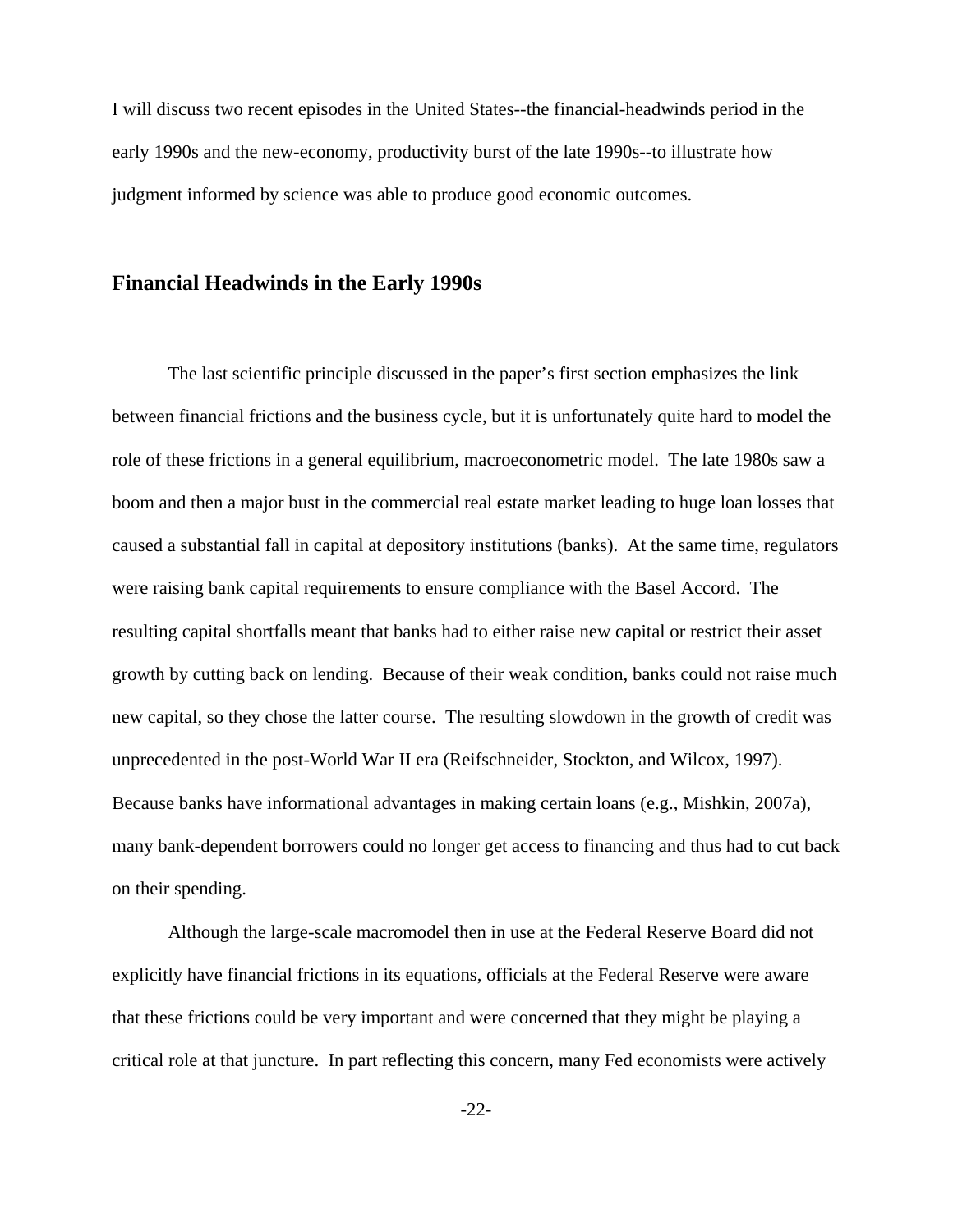I will discuss two recent episodes in the United States--the financial-headwinds period in the early 1990s and the new-economy, productivity burst of the late 1990s--to illustrate how judgment informed by science was able to produce good economic outcomes.

## Financial Headwinds in the Early 1990s

The last scientific principle discussed in the paper's first section emphasizes the link between financial frictions and the business cycle, but it is unfortunately quite hard to model the role of these frictions in a general equilibrium, macroeconometric model. The late 1980s saw a boom and then a major bust in the commercial real estate market leading to huge loan losses that caused a substantial fall in capital at depository institutions (banks). At the same time, regulators were raising bank capital requirements to ensure compliance with the Basel Accord. The resulting capital shortfalls meant that banks had to either raise new capital or restrict their asset growth by cutting back on lending. Because of their weak condition, banks could not raise much new capital, so they chose the latter course. The resulting slowdown in the growth of credit was unprecedented in the post-World War II era (Reifschneider, Stockton, and Wilcox, 1997). Because banks have informational advantages in making certain loans (e.g., Mishkin, 2007a), many bank-dependent borrowers could no longer get access to financing and thus had to cut back on their spending.

Although the large-scale macromodel then in use at the Federal Reserve Board did not explicitly have financial frictions in its equations, officials at the Federal Reserve were aware that these frictions could be very important and were concerned that they might be playing a critical role at that juncture. In part reflecting this concern, many Fed economists were actively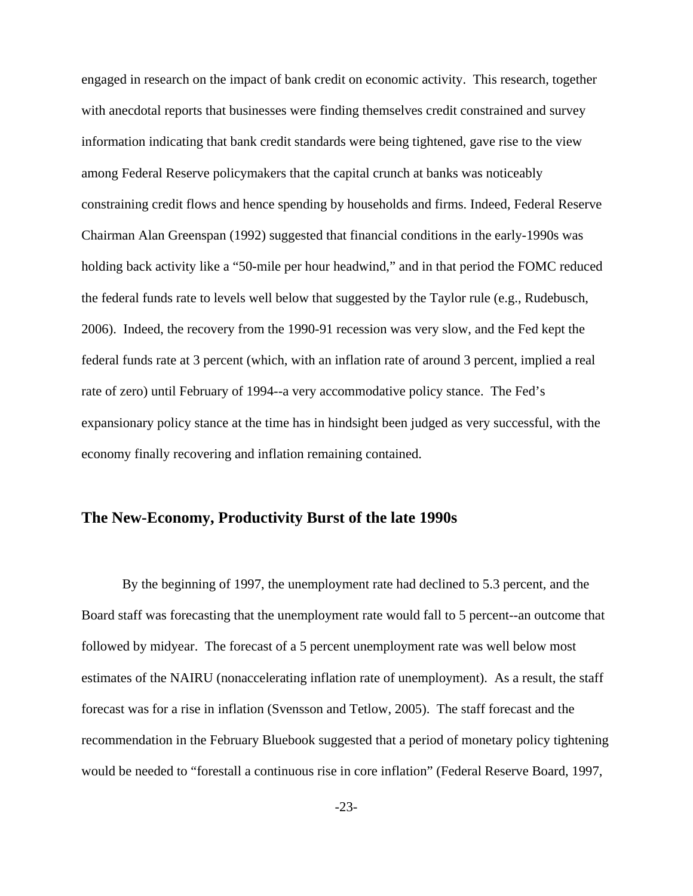engaged in research on the impact of bank credit on economic activity. This research, together with anecdotal reports that businesses were finding themselves credit constrained and survey information indicating that bank credit standards were being tightened, gave rise to the view among Federal Reserve policymakers that the capital crunch at banks was noticeably constraining credit flows and hence spending by households and firms. Indeed, Federal Reserve Chairman Alan Greenspan (1992) suggested that financial conditions in the early-1990s was holding back activity like a "50-mile per hour headwind," and in that period the FOMC reduced the federal funds rate to levels well below that suggested by the Taylor rule (e.g., Rudebusch, 2006). Indeed, the recovery from the 1990-91 recession was very slow, and the Fed kept the federal funds rate at 3 percent (which, with an inflation rate of around 3 percent, implied a real rate of zero) until February of 1994--a very accommodative policy stance. The Fed's expansionary policy stance at the time has in hindsight been judged as very successful, with the economy finally recovering and inflation remaining contained.

## The New-Economy, Productivity Burst of the late 1990s

By the beginning of 1997, the unemployment rate had declined to 5.3 percent, and the Board staff was forecasting that the unemployment rate would fall to 5 percent--an outcome that followed by midyear. The forecast of a 5 percent unemployment rate was well below most estimates of the NAIRU (nonaccelerating inflation rate of unemployment). As a result, the staff forecast was for a rise in inflation (Svensson and Tetlow, 2005). The staff forecast and the recommendation in the February Bluebook suggested that a period of monetary policy tightening would be needed to "forestall a continuous rise in core inflation" (Federal Reserve Board, 1997,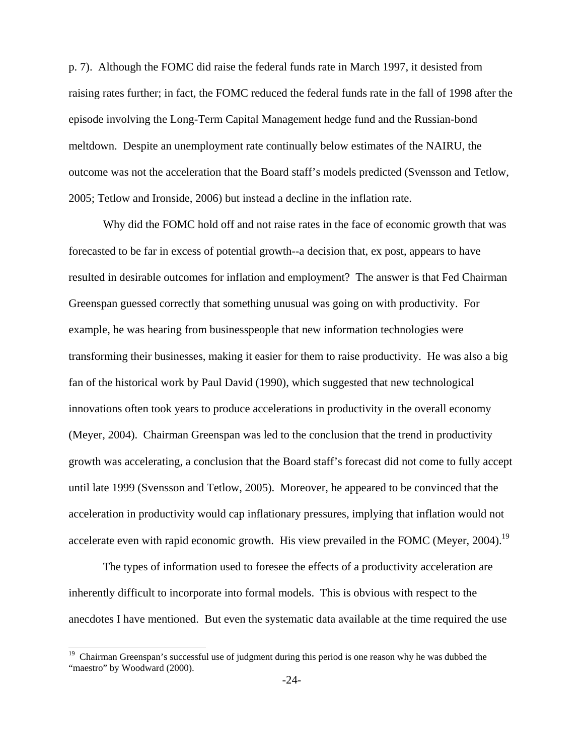p. 7). Although the FOMC did raise the federal funds rate in March 1997, it desisted from raising rates further; in fact, the FOMC reduced the federal funds rate in the fall of 1998 after the episode involving the Long-Term Capital Management hedge fund and the Russian-bond meltdown. Despite an unemployment rate continually below estimates of the NAIRU, the outcome was not the acceleration that the Board staff's models predicted (Svensson and Tetlow, 2005; Tetlow and Ironside, 2006) but instead a decline in the inflation rate.

Why did the FOMC hold off and not raise rates in the face of economic growth that was forecasted to be far in excess of potential growth--a decision that, ex post, appears to have resulted in desirable outcomes for inflation and employment? The answer is that Fed Chairman Greenspan guessed correctly that something unusual was going on with productivity. For example, he was hearing from businesspeople that new information technologies were transforming their businesses, making it easier for them to raise productivity. He was also a big fan of the historical work by Paul David (1990), which suggested that new technological innovations often took years to produce accelerations in productivity in the overall economy (Meyer, 2004). Chairman Greenspan was led to the conclusion that the trend in productivity growth was accelerating, a conclusion that the Board staff's forecast did not come to fully accept until late 1999 (Svensson and Tetlow, 2005). Moreover, he appeared to be convinced that the acceleration in productivity would cap inflationary pressures, implying that inflation would not accelerate even with rapid economic growth. His view prevailed in the FOMC (Meyer, 2004).[19]

The types of information used to foresee the effects of a productivity acceleration are inherently difficult to incorporate into formal models. This is obvious with respect to the anecdotes I have mentioned. But even the systematic data available at the time required the use

[19] Chairman Greenspan's successful use of judgment during this period is one reason why he was dubbed the "maestro" by Woodward (2000).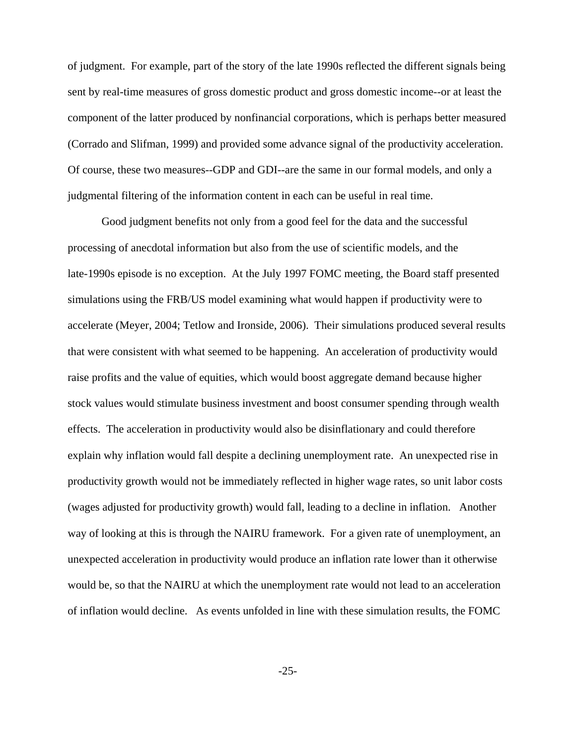of judgment. For example, part of the story of the late 1990s reflected the different signals being sent by real-time measures of gross domestic product and gross domestic income--or at least the component of the latter produced by nonfinancial corporations, which is perhaps better measured (Corrado and Slifman, 1999) and provided some advance signal of the productivity acceleration. Of course, these two measures--GDP and GDI--are the same in our formal models, and only a judgmental filtering of the information content in each can be useful in real time.

Good judgment benefits not only from a good feel for the data and the successful processing of anecdotal information but also from the use of scientific models, and the late-1990s episode is no exception. At the July 1997 FOMC meeting, the Board staff presented simulations using the FRB/US model examining what would happen if productivity were to accelerate (Meyer, 2004; Tetlow and Ironside, 2006). Their simulations produced several results that were consistent with what seemed to be happening. An acceleration of productivity would raise profits and the value of equities, which would boost aggregate demand because higher stock values would stimulate business investment and boost consumer spending through wealth effects. The acceleration in productivity would also be disinflationary and could therefore explain why inflation would fall despite a declining unemployment rate. An unexpected rise in productivity growth would not be immediately reflected in higher wage rates, so unit labor costs (wages adjusted for productivity growth) would fall, leading to a decline in inflation. Another way of looking at this is through the NAIRU framework. For a given rate of unemployment, an unexpected acceleration in productivity would produce an inflation rate lower than it otherwise would be, so that the NAIRU at which the unemployment rate would not lead to an acceleration of inflation would decline. As events unfolded in line with these simulation results, the FOMC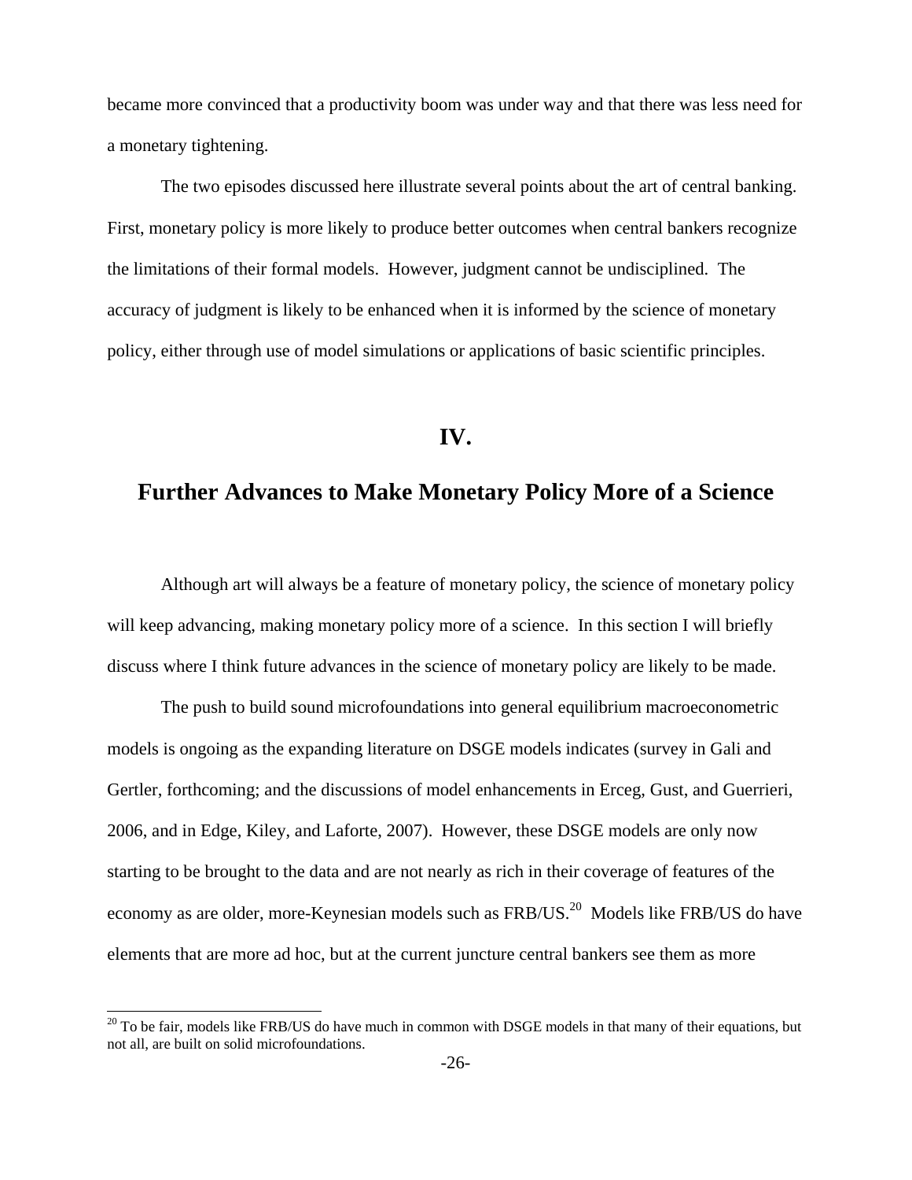became more convinced that a productivity boom was under way and that there was less need for a monetary tightening.

The two episodes discussed here illustrate several points about the art of central banking. First, monetary policy is more likely to produce better outcomes when central bankers recognize the limitations of their formal models. However, judgment cannot be undisciplined. The accuracy of judgment is likely to be enhanced when it is informed by the science of monetary policy, either through use of model simulations or applications of basic scientific principles.

## IV.

## Further Advances to Make Monetary Policy More of a Science

Although art will always be a feature of monetary policy, the science of monetary policy will keep advancing, making monetary policy more of a science. In this section I will briefly discuss where I think future advances in the science of monetary policy are likely to be made.

The push to build sound microfoundations into general equilibrium macroeconometric models is ongoing as the expanding literature on DSGE models indicates (survey in Gali and Gertler, forthcoming; and the discussions of model enhancements in Erceg, Gust, and Guerrieri, 2006, and in Edge, Kiley, and Laforte, 2007). However, these DSGE models are only now starting to be brought to the data and are not nearly as rich in their coverage of features of the economy as are older, more-Keynesian models such as FRB/US.[20] Models like FRB/US do have elements that are more ad hoc, but at the current juncture central bankers see them as more

[20] To be fair, models like FRB/US do have much in common with DSGE models in that many of their equations, but not all, are built on solid microfoundations.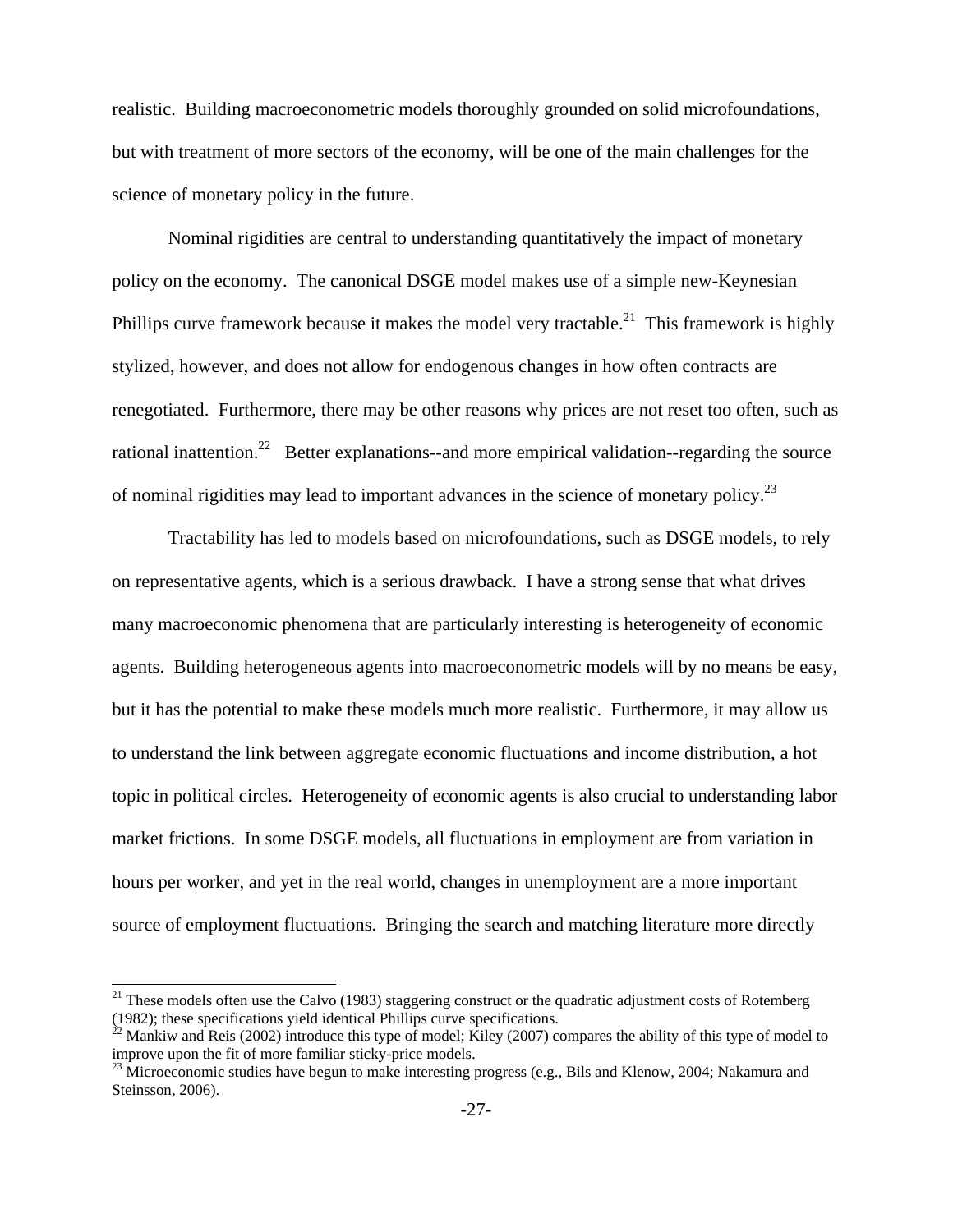realistic. Building macroeconometric models thoroughly grounded on solid microfoundations, but with treatment of more sectors of the economy, will be one of the main challenges for the science of monetary policy in the future.

Nominal rigidities are central to understanding quantitatively the impact of monetary policy on the economy. The canonical DSGE model makes use of a simple new-Keynesian Phillips curve framework because it makes the model very tractable.[21] This framework is highly stylized, however, and does not allow for endogenous changes in how often contracts are renegotiated. Furthermore, there may be other reasons why prices are not reset too often, such as rational inattention.[22] Better explanations--and more empirical validation--regarding the source of nominal rigidities may lead to important advances in the science of monetary policy.[23]

Tractability has led to models based on microfoundations, such as DSGE models, to rely on representative agents, which is a serious drawback. I have a strong sense that what drives many macroeconomic phenomena that are particularly interesting is heterogeneity of economic agents. Building heterogeneous agents into macroeconometric models will by no means be easy, but it has the potential to make these models much more realistic. Furthermore, it may allow us to understand the link between aggregate economic fluctuations and income distribution, a hot topic in political circles. Heterogeneity of economic agents is also crucial to understanding labor market frictions. In some DSGE models, all fluctuations in employment are from variation in hours per worker, and yet in the real world, changes in unemployment are a more important source of employment fluctuations. Bringing the search and matching literature more directly

---

[21] These models often use the Calvo (1983) staggering construct or the quadratic adjustment costs of Rotemberg (1982); these specifications yield identical Phillips curve specifications.

[22] Mankiw and Reis (2002) introduce this type of model; Kiley (2007) compares the ability of this type of model to improve upon the fit of more familiar sticky-price models.

[23] Microeconomic studies have begun to make interesting progress (e.g., Bils and Klenow, 2004; Nakamura and Steinsson, 2006).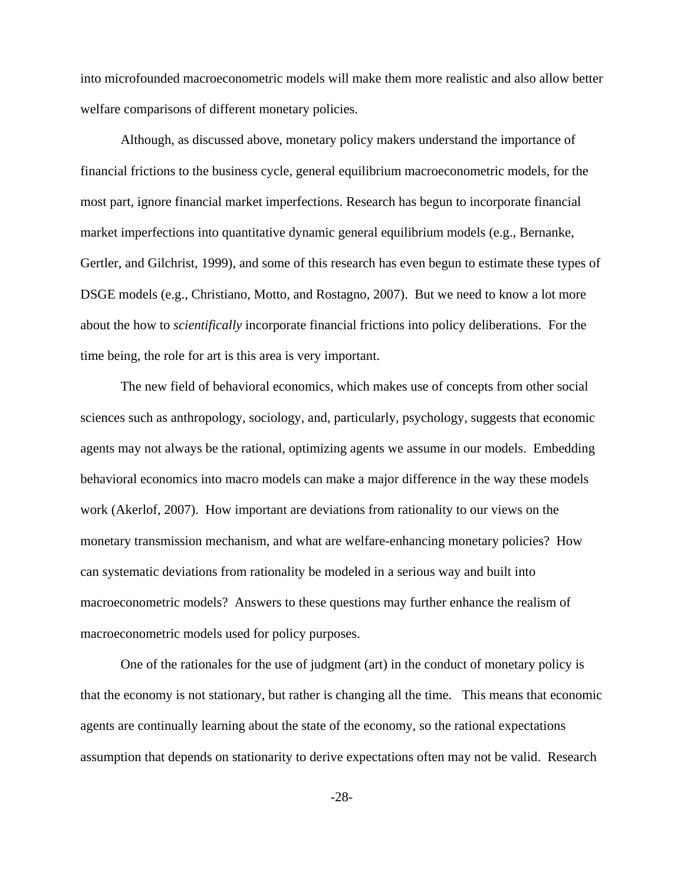into microfounded macroeconometric models will make them more realistic and also allow better welfare comparisons of different monetary policies.

Although, as discussed above, monetary policy makers understand the importance of financial frictions to the business cycle, general equilibrium macroeconometric models, for the most part, ignore financial market imperfections. Research has begun to incorporate financial market imperfections into quantitative dynamic general equilibrium models (e.g., Bernanke, Gertler, and Gilchrist, 1999), and some of this research has even begun to estimate these types of DSGE models (e.g., Christiano, Motto, and Rostagno, 2007). But we need to know a lot more about the how to *scientifically* incorporate financial frictions into policy deliberations. For the time being, the role for art is this area is very important.

The new field of behavioral economics, which makes use of concepts from other social sciences such as anthropology, sociology, and, particularly, psychology, suggests that economic agents may not always be the rational, optimizing agents we assume in our models. Embedding behavioral economics into macro models can make a major difference in the way these models work (Akerlof, 2007). How important are deviations from rationality to our views on the monetary transmission mechanism, and what are welfare-enhancing monetary policies? How can systematic deviations from rationality be modeled in a serious way and built into macroeconometric models? Answers to these questions may further enhance the realism of macroeconometric models used for policy purposes.

One of the rationales for the use of judgment (art) in the conduct of monetary policy is that the economy is not stationary, but rather is changing all the time. This means that economic agents are continually learning about the state of the economy, so the rational expectations assumption that depends on stationarity to derive expectations often may not be valid. Research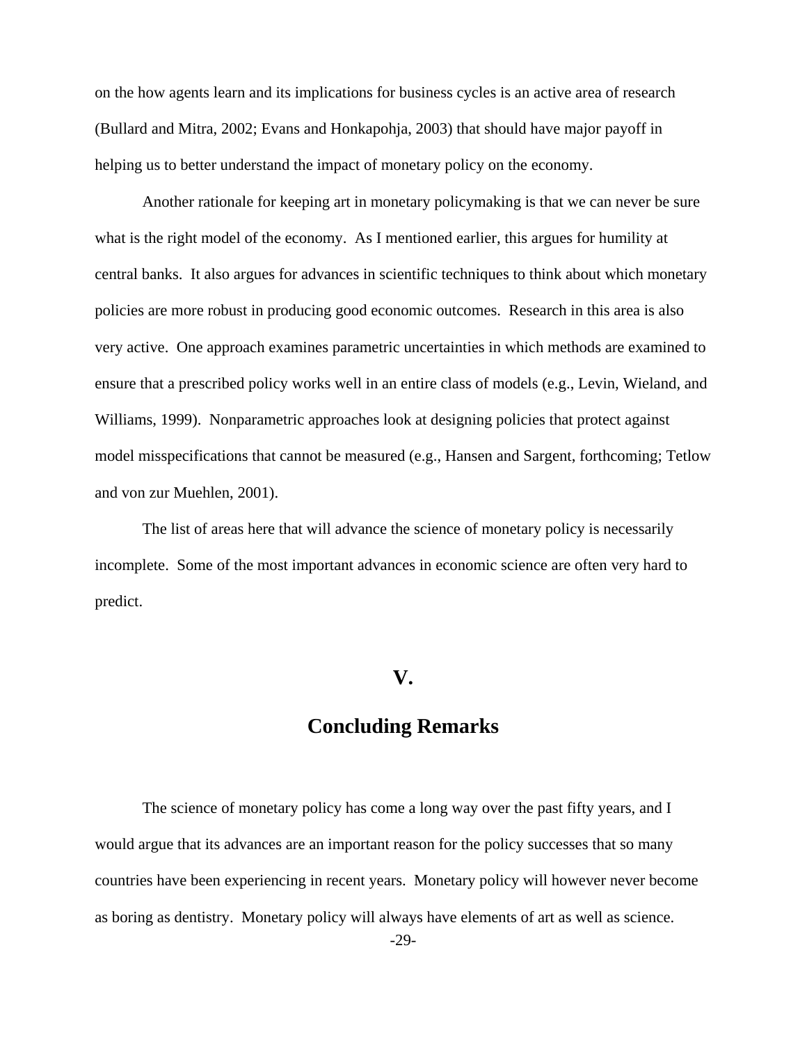on the how agents learn and its implications for business cycles is an active area of research (Bullard and Mitra, 2002; Evans and Honkapohja, 2003) that should have major payoff in helping us to better understand the impact of monetary policy on the economy.

Another rationale for keeping art in monetary policymaking is that we can never be sure what is the right model of the economy. As I mentioned earlier, this argues for humility at central banks. It also argues for advances in scientific techniques to think about which monetary policies are more robust in producing good economic outcomes. Research in this area is also very active. One approach examines parametric uncertainties in which methods are examined to ensure that a prescribed policy works well in an entire class of models (e.g., Levin, Wieland, and Williams, 1999). Nonparametric approaches look at designing policies that protect against model misspecifications that cannot be measured (e.g., Hansen and Sargent, forthcoming; Tetlow and von zur Muehlen, 2001).

The list of areas here that will advance the science of monetary policy is necessarily incomplete. Some of the most important advances in economic science are often very hard to predict.

## V.

## Concluding Remarks

The science of monetary policy has come a long way over the past fifty years, and I would argue that its advances are an important reason for the policy successes that so many countries have been experiencing in recent years. Monetary policy will however never become as boring as dentistry. Monetary policy will always have elements of art as well as science.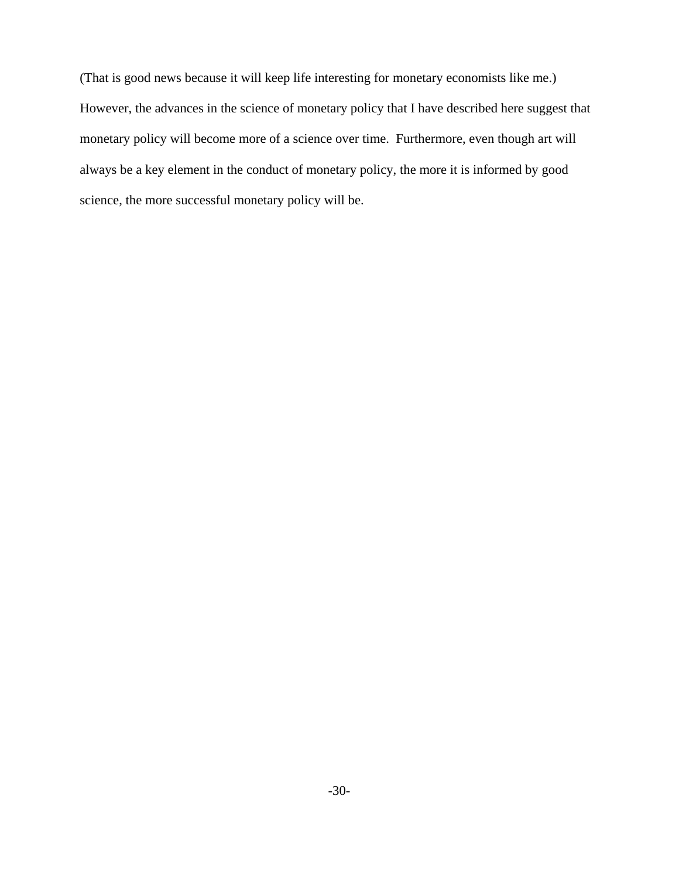(That is good news because it will keep life interesting for monetary economists like me.) However, the advances in the science of monetary policy that I have described here suggest that monetary policy will become more of a science over time. Furthermore, even though art will always be a key element in the conduct of monetary policy, the more it is informed by good science, the more successful monetary policy will be.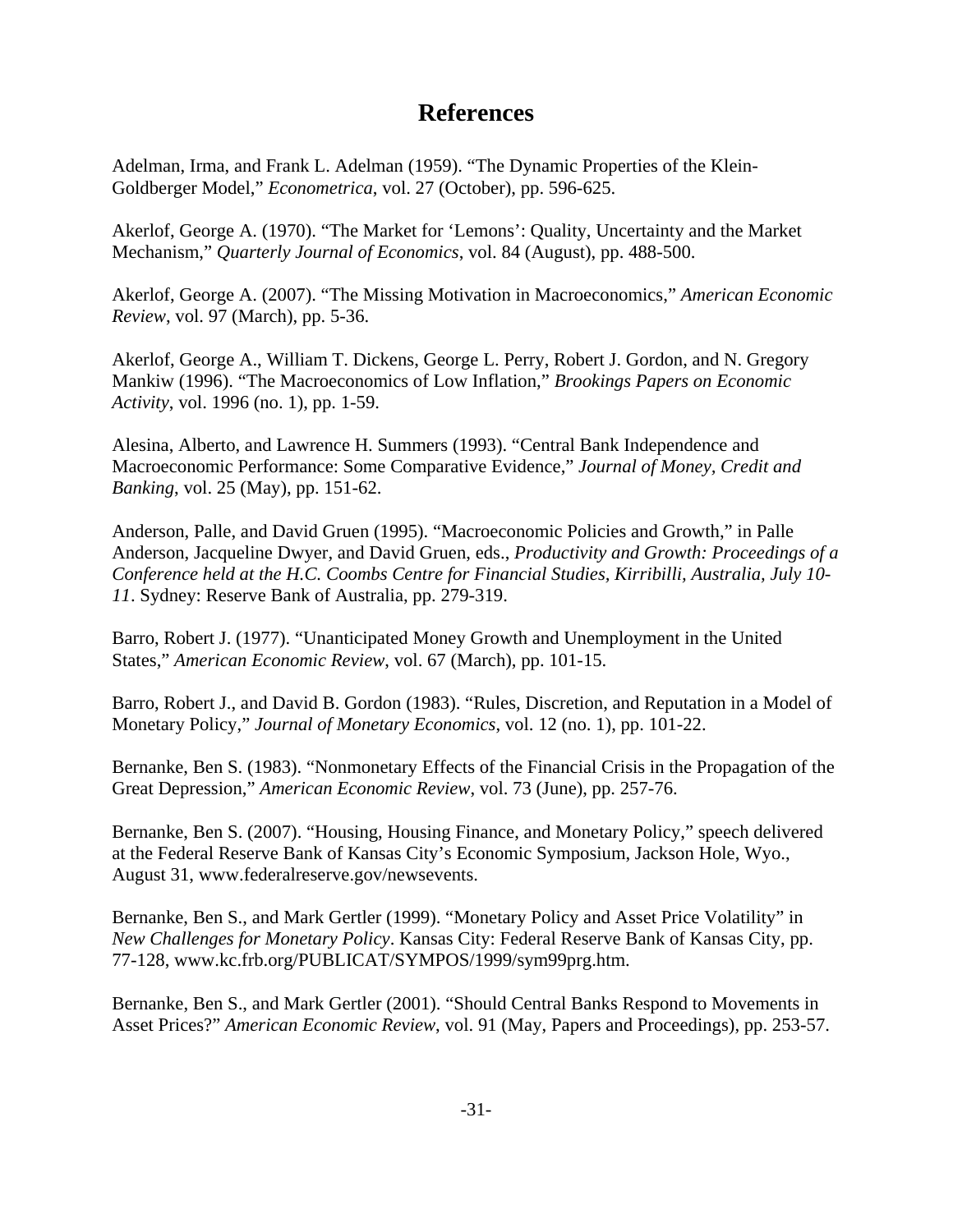# References

Adelman, Irma, and Frank L. Adelman (1959). "The Dynamic Properties of the Klein-Goldberger Model," *Econometrica*, vol. 27 (October), pp. 596-625.

Akerlof, George A. (1970). "The Market for 'Lemons': Quality, Uncertainty and the Market Mechanism," *Quarterly Journal of Economics*, vol. 84 (August), pp. 488-500.

Akerlof, George A. (2007). "The Missing Motivation in Macroeconomics," *American Economic Review*, vol. 97 (March), pp. 5-36.

Akerlof, George A., William T. Dickens, George L. Perry, Robert J. Gordon, and N. Gregory Mankiw (1996). "The Macroeconomics of Low Inflation," *Brookings Papers on Economic Activity*, vol. 1996 (no. 1), pp. 1-59.

Alesina, Alberto, and Lawrence H. Summers (1993). "Central Bank Independence and Macroeconomic Performance: Some Comparative Evidence," *Journal of Money, Credit and Banking*, vol. 25 (May), pp. 151-62.

Anderson, Palle, and David Gruen (1995). "Macroeconomic Policies and Growth," in Palle Anderson, Jacqueline Dwyer, and David Gruen, eds., *Productivity and Growth: Proceedings of a Conference held at the H.C. Coombs Centre for Financial Studies, Kirribilli, Australia, July 10-11*. Sydney: Reserve Bank of Australia, pp. 279-319.

Barro, Robert J. (1977). "Unanticipated Money Growth and Unemployment in the United States," *American Economic Review*, vol. 67 (March), pp. 101-15.

Barro, Robert J., and David B. Gordon (1983). "Rules, Discretion, and Reputation in a Model of Monetary Policy," *Journal of Monetary Economics*, vol. 12 (no. 1), pp. 101-22.

Bernanke, Ben S. (1983). "Nonmonetary Effects of the Financial Crisis in the Propagation of the Great Depression," *American Economic Review*, vol. 73 (June), pp. 257-76.

Bernanke, Ben S. (2007). "Housing, Housing Finance, and Monetary Policy," speech delivered at the Federal Reserve Bank of Kansas City's Economic Symposium, Jackson Hole, Wyo., August 31, www.federalreserve.gov/newsevents.

Bernanke, Ben S., and Mark Gertler (1999). "Monetary Policy and Asset Price Volatility" in *New Challenges for Monetary Policy*. Kansas City: Federal Reserve Bank of Kansas City, pp. 77-128, www.kc.frb.org/PUBLICAT/SYMPOS/1999/sym99prg.htm.

Bernanke, Ben S., and Mark Gertler (2001). "Should Central Banks Respond to Movements in Asset Prices?" *American Economic Review*, vol. 91 (May, Papers and Proceedings), pp. 253-57.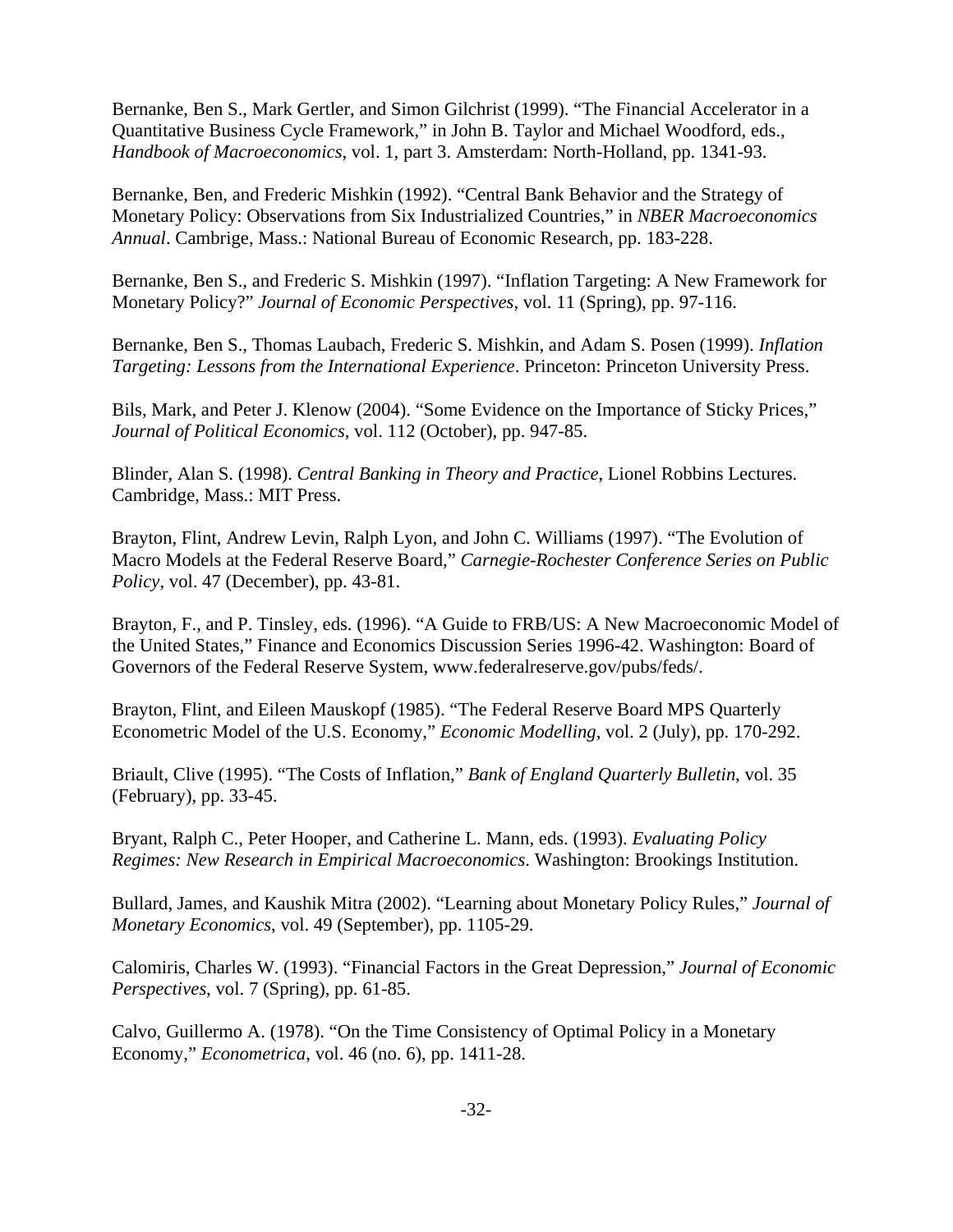Bernanke, Ben S., Mark Gertler, and Simon Gilchrist (1999). "The Financial Accelerator in a Quantitative Business Cycle Framework," in John B. Taylor and Michael Woodford, eds., *Handbook of Macroeconomics*, vol. 1, part 3. Amsterdam: North-Holland, pp. 1341-93.

Bernanke, Ben, and Frederic Mishkin (1992). "Central Bank Behavior and the Strategy of Monetary Policy: Observations from Six Industrialized Countries," in *NBER Macroeconomics Annual*. Cambrige, Mass.: National Bureau of Economic Research, pp. 183-228.

Bernanke, Ben S., and Frederic S. Mishkin (1997). "Inflation Targeting: A New Framework for Monetary Policy?" *Journal of Economic Perspectives*, vol. 11 (Spring), pp. 97-116.

Bernanke, Ben S., Thomas Laubach, Frederic S. Mishkin, and Adam S. Posen (1999). *Inflation Targeting: Lessons from the International Experience*. Princeton: Princeton University Press.

Bils, Mark, and Peter J. Klenow (2004). "Some Evidence on the Importance of Sticky Prices," *Journal of Political Economics*, vol. 112 (October), pp. 947-85.

Blinder, Alan S. (1998). *Central Banking in Theory and Practice*, Lionel Robbins Lectures. Cambridge, Mass.: MIT Press.

Brayton, Flint, Andrew Levin, Ralph Lyon, and John C. Williams (1997). "The Evolution of Macro Models at the Federal Reserve Board," *Carnegie-Rochester Conference Series on Public Policy*, vol. 47 (December), pp. 43-81.

Brayton, F., and P. Tinsley, eds. (1996). "A Guide to FRB/US: A New Macroeconomic Model of the United States," Finance and Economics Discussion Series 1996-42. Washington: Board of Governors of the Federal Reserve System, www.federalreserve.gov/pubs/feds/.

Brayton, Flint, and Eileen Mauskopf (1985). "The Federal Reserve Board MPS Quarterly Econometric Model of the U.S. Economy," *Economic Modelling*, vol. 2 (July), pp. 170-292.

Briault, Clive (1995). "The Costs of Inflation," *Bank of England Quarterly Bulletin*, vol. 35 (February), pp. 33-45.

Bryant, Ralph C., Peter Hooper, and Catherine L. Mann, eds. (1993). *Evaluating Policy Regimes: New Research in Empirical Macroeconomics*. Washington: Brookings Institution.

Bullard, James, and Kaushik Mitra (2002). "Learning about Monetary Policy Rules," *Journal of Monetary Economics*, vol. 49 (September), pp. 1105-29.

Calomiris, Charles W. (1993). "Financial Factors in the Great Depression," *Journal of Economic Perspectives*, vol. 7 (Spring), pp. 61-85.

Calvo, Guillermo A. (1978). "On the Time Consistency of Optimal Policy in a Monetary Economy," *Econometrica*, vol. 46 (no. 6), pp. 1411-28.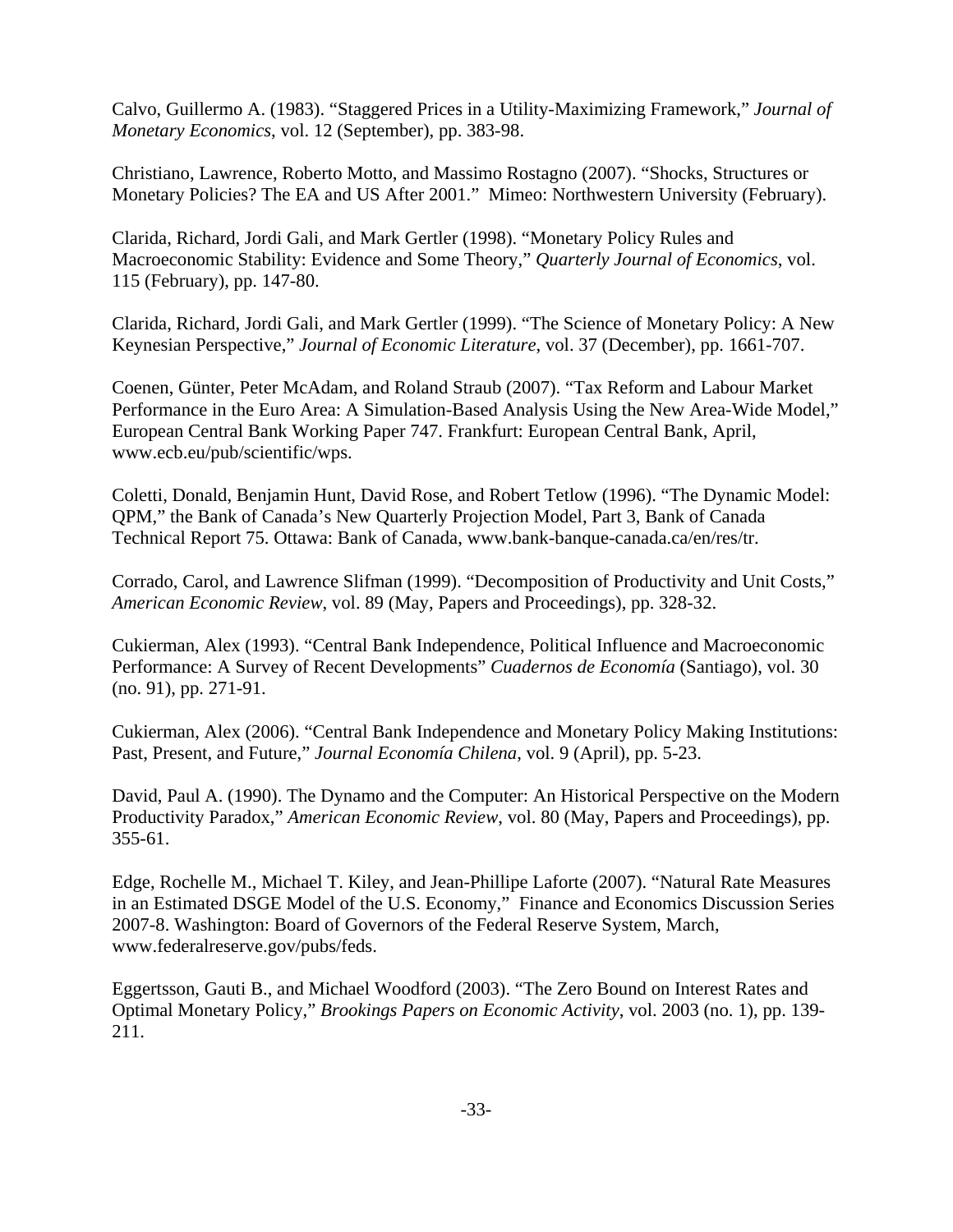Calvo, Guillermo A. (1983). “Staggered Prices in a Utility-Maximizing Framework,” *Journal of Monetary Economics*, vol. 12 (September), pp. 383-98.

Christiano, Lawrence, Roberto Motto, and Massimo Rostagno (2007). “Shocks, Structures or Monetary Policies? The EA and US After 2001.” Mimeo: Northwestern University (February).

Clarida, Richard, Jordi Gali, and Mark Gertler (1998). “Monetary Policy Rules and Macroeconomic Stability: Evidence and Some Theory,” *Quarterly Journal of Economics*, vol. 115 (February), pp. 147-80.

Clarida, Richard, Jordi Gali, and Mark Gertler (1999). “The Science of Monetary Policy: A New Keynesian Perspective,” *Journal of Economic Literature*, vol. 37 (December), pp. 1661-707.

Coenen, Günter, Peter McAdam, and Roland Straub (2007). “Tax Reform and Labour Market Performance in the Euro Area: A Simulation-Based Analysis Using the New Area-Wide Model,” European Central Bank Working Paper 747. Frankfurt: European Central Bank, April, www.ecb.eu/pub/scientific/wps.

Coletti, Donald, Benjamin Hunt, David Rose, and Robert Tetlow (1996). “The Dynamic Model: QPM,” the Bank of Canada’s New Quarterly Projection Model, Part 3, Bank of Canada Technical Report 75. Ottawa: Bank of Canada, www.bank-banque-canada.ca/en/res/tr.

Corrado, Carol, and Lawrence Slifman (1999). “Decomposition of Productivity and Unit Costs,” *American Economic Review*, vol. 89 (May, Papers and Proceedings), pp. 328-32.

Cukierman, Alex (1993). “Central Bank Independence, Political Influence and Macroeconomic Performance: A Survey of Recent Developments” *Cuadernos de Economía* (Santiago), vol. 30 (no. 91), pp. 271-91.

Cukierman, Alex (2006). “Central Bank Independence and Monetary Policy Making Institutions: Past, Present, and Future,” *Journal Economía Chilena*, vol. 9 (April), pp. 5-23.

David, Paul A. (1990). The Dynamo and the Computer: An Historical Perspective on the Modern Productivity Paradox,” *American Economic Review*, vol. 80 (May, Papers and Proceedings), pp. 355-61.

Edge, Rochelle M., Michael T. Kiley, and Jean-Phillipe Laforte (2007). “Natural Rate Measures in an Estimated DSGE Model of the U.S. Economy,” Finance and Economics Discussion Series 2007-8. Washington: Board of Governors of the Federal Reserve System, March, www.federalreserve.gov/pubs/feds.

Eggertsson, Gauti B., and Michael Woodford (2003). “The Zero Bound on Interest Rates and Optimal Monetary Policy,” *Brookings Papers on Economic Activity*, vol. 2003 (no. 1), pp. 139-211.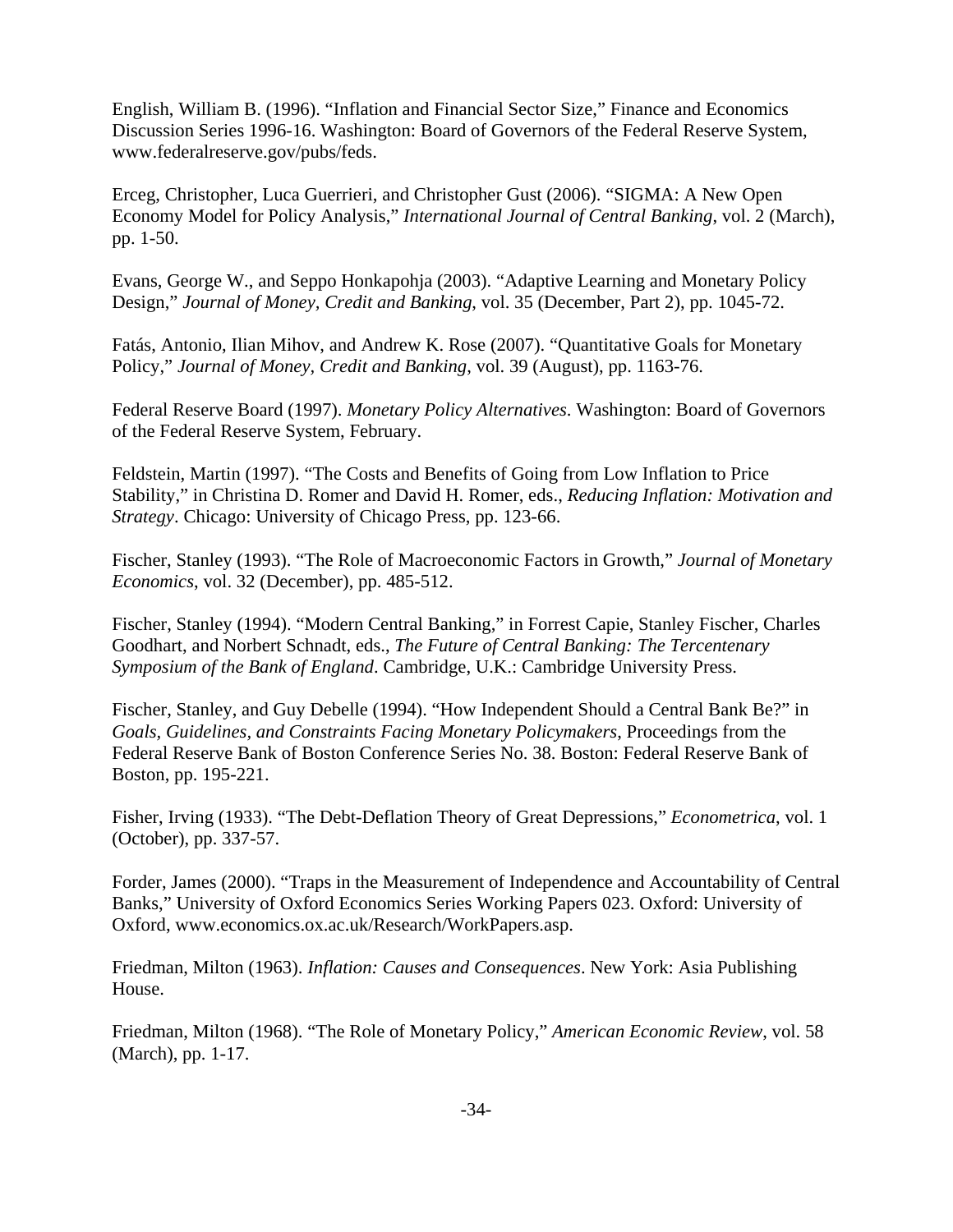English, William B. (1996). “Inflation and Financial Sector Size,” Finance and Economics Discussion Series 1996-16. Washington: Board of Governors of the Federal Reserve System, www.federalreserve.gov/pubs/feds.

Erceg, Christopher, Luca Guerrieri, and Christopher Gust (2006). “SIGMA: A New Open Economy Model for Policy Analysis,” *International Journal of Central Banking*, vol. 2 (March), pp. 1-50.

Evans, George W., and Seppo Honkapohja (2003). “Adaptive Learning and Monetary Policy Design,” *Journal of Money, Credit and Banking*, vol. 35 (December, Part 2), pp. 1045-72.

Fatás, Antonio, Ilian Mihov, and Andrew K. Rose (2007). “Quantitative Goals for Monetary Policy,” *Journal of Money, Credit and Banking*, vol. 39 (August), pp. 1163-76.

Federal Reserve Board (1997). *Monetary Policy Alternatives*. Washington: Board of Governors of the Federal Reserve System, February.

Feldstein, Martin (1997). “The Costs and Benefits of Going from Low Inflation to Price Stability,” in Christina D. Romer and David H. Romer, eds., *Reducing Inflation: Motivation and Strategy*. Chicago: University of Chicago Press, pp. 123-66.

Fischer, Stanley (1993). “The Role of Macroeconomic Factors in Growth,” *Journal of Monetary Economics*, vol. 32 (December), pp. 485-512.

Fischer, Stanley (1994). “Modern Central Banking,” in Forrest Capie, Stanley Fischer, Charles Goodhart, and Norbert Schnadt, eds., *The Future of Central Banking: The Tercentenary Symposium of the Bank of England*. Cambridge, U.K.: Cambridge University Press.

Fischer, Stanley, and Guy Debelle (1994). “How Independent Should a Central Bank Be?” in *Goals, Guidelines, and Constraints Facing Monetary Policymakers*, Proceedings from the Federal Reserve Bank of Boston Conference Series No. 38. Boston: Federal Reserve Bank of Boston, pp. 195-221.

Fisher, Irving (1933). “The Debt-Deflation Theory of Great Depressions,” *Econometrica*, vol. 1 (October), pp. 337-57.

Forder, James (2000). “Traps in the Measurement of Independence and Accountability of Central Banks,” University of Oxford Economics Series Working Papers 023. Oxford: University of Oxford, www.economics.ox.ac.uk/Research/WorkPapers.asp.

Friedman, Milton (1963). *Inflation: Causes and Consequences*. New York: Asia Publishing House.

Friedman, Milton (1968). “The Role of Monetary Policy,” *American Economic Review*, vol. 58 (March), pp. 1-17.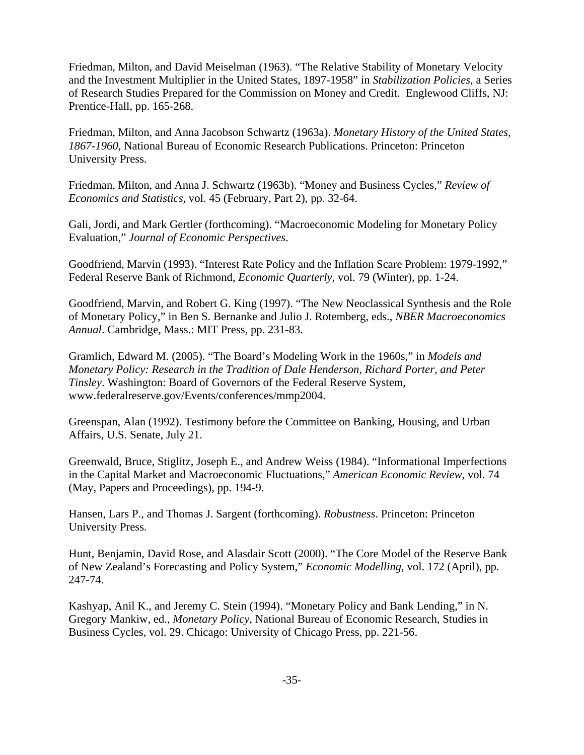Friedman, Milton, and David Meiselman (1963). “The Relative Stability of Monetary Velocity and the Investment Multiplier in the United States, 1897-1958” in *Stabilization Policies*, a Series of Research Studies Prepared for the Commission on Money and Credit. Englewood Cliffs, NJ: Prentice-Hall, pp. 165-268.

Friedman, Milton, and Anna Jacobson Schwartz (1963a). *Monetary History of the United States, 1867-1960*, National Bureau of Economic Research Publications. Princeton: Princeton University Press.

Friedman, Milton, and Anna J. Schwartz (1963b). “Money and Business Cycles,” *Review of Economics and Statistics*, vol. 45 (February, Part 2), pp. 32-64.

Gali, Jordi, and Mark Gertler (forthcoming). “Macroeconomic Modeling for Monetary Policy Evaluation,” *Journal of Economic Perspectives*.

Goodfriend, Marvin (1993). “Interest Rate Policy and the Inflation Scare Problem: 1979-1992,” Federal Reserve Bank of Richmond, *Economic Quarterly*, vol. 79 (Winter), pp. 1-24.

Goodfriend, Marvin, and Robert G. King (1997). “The New Neoclassical Synthesis and the Role of Monetary Policy,” in Ben S. Bernanke and Julio J. Rotemberg, eds., *NBER Macroeconomics Annual*. Cambridge, Mass.: MIT Press, pp. 231-83.

Gramlich, Edward M. (2005). “The Board’s Modeling Work in the 1960s,” in *Models and Monetary Policy: Research in the Tradition of Dale Henderson, Richard Porter, and Peter Tinsley*. Washington: Board of Governors of the Federal Reserve System, www.federalreserve.gov/Events/conferences/mmp2004.

Greenspan, Alan (1992). Testimony before the Committee on Banking, Housing, and Urban Affairs, U.S. Senate, July 21.

Greenwald, Bruce, Stiglitz, Joseph E., and Andrew Weiss (1984). “Informational Imperfections in the Capital Market and Macroeconomic Fluctuations,” *American Economic Review*, vol. 74 (May, Papers and Proceedings), pp. 194-9.

Hansen, Lars P., and Thomas J. Sargent (forthcoming). *Robustness*. Princeton: Princeton University Press.

Hunt, Benjamin, David Rose, and Alasdair Scott (2000). “The Core Model of the Reserve Bank of New Zealand’s Forecasting and Policy System,” *Economic Modelling*, vol. 172 (April), pp. 247-74.

Kashyap, Anil K., and Jeremy C. Stein (1994). “Monetary Policy and Bank Lending,” in N. Gregory Mankiw, ed., *Monetary Policy*, National Bureau of Economic Research, Studies in Business Cycles, vol. 29. Chicago: University of Chicago Press, pp. 221-56.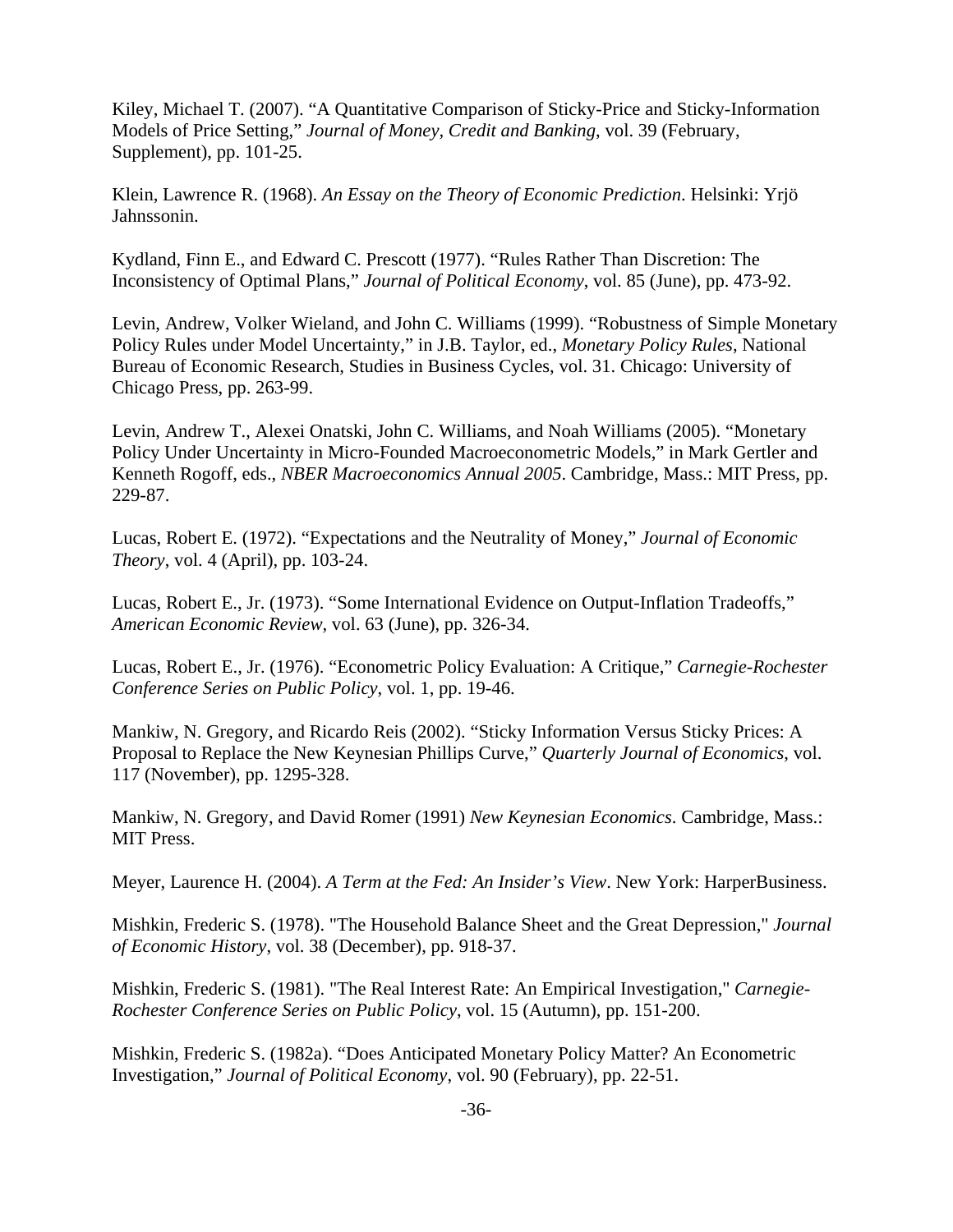Kiley, Michael T. (2007). "A Quantitative Comparison of Sticky-Price and Sticky-Information Models of Price Setting," *Journal of Money, Credit and Banking*, vol. 39 (February, Supplement), pp. 101-25.

Klein, Lawrence R. (1968). *An Essay on the Theory of Economic Prediction*. Helsinki: Yrjö Jahnssonin.

Kydland, Finn E., and Edward C. Prescott (1977). "Rules Rather Than Discretion: The Inconsistency of Optimal Plans," *Journal of Political Economy*, vol. 85 (June), pp. 473-92.

Levin, Andrew, Volker Wieland, and John C. Williams (1999). "Robustness of Simple Monetary Policy Rules under Model Uncertainty," in J.B. Taylor, ed., *Monetary Policy Rules*, National Bureau of Economic Research, Studies in Business Cycles, vol. 31. Chicago: University of Chicago Press, pp. 263-99.

Levin, Andrew T., Alexei Onatski, John C. Williams, and Noah Williams (2005). "Monetary Policy Under Uncertainty in Micro-Founded Macroeconometric Models," in Mark Gertler and Kenneth Rogoff, eds., *NBER Macroeconomics Annual 2005*. Cambridge, Mass.: MIT Press, pp. 229-87.

Lucas, Robert E. (1972). "Expectations and the Neutrality of Money," *Journal of Economic Theory*, vol. 4 (April), pp. 103-24.

Lucas, Robert E., Jr. (1973). "Some International Evidence on Output-Inflation Tradeoffs," *American Economic Review*, vol. 63 (June), pp. 326-34.

Lucas, Robert E., Jr. (1976). "Econometric Policy Evaluation: A Critique," *Carnegie-Rochester Conference Series on Public Policy*, vol. 1, pp. 19-46.

Mankiw, N. Gregory, and Ricardo Reis (2002). "Sticky Information Versus Sticky Prices: A Proposal to Replace the New Keynesian Phillips Curve," *Quarterly Journal of Economics*, vol. 117 (November), pp. 1295-328.

Mankiw, N. Gregory, and David Romer (1991) *New Keynesian Economics*. Cambridge, Mass.: MIT Press.

Meyer, Laurence H. (2004). *A Term at the Fed: An Insider's View*. New York: HarperBusiness.

Mishkin, Frederic S. (1978). "The Household Balance Sheet and the Great Depression," *Journal of Economic History*, vol. 38 (December), pp. 918-37.

Mishkin, Frederic S. (1981). "The Real Interest Rate: An Empirical Investigation," *Carnegie-Rochester Conference Series on Public Policy*, vol. 15 (Autumn), pp. 151-200.

Mishkin, Frederic S. (1982a). "Does Anticipated Monetary Policy Matter? An Econometric Investigation," *Journal of Political Economy*, vol. 90 (February), pp. 22-51.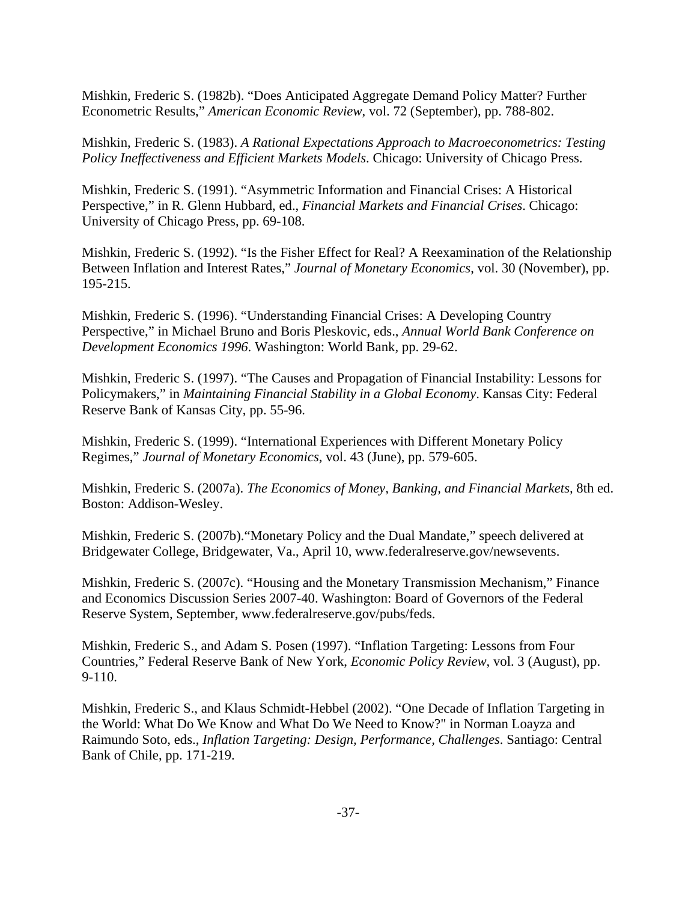Mishkin, Frederic S. (1982b). "Does Anticipated Aggregate Demand Policy Matter? Further Econometric Results," *American Economic Review*, vol. 72 (September), pp. 788-802.

Mishkin, Frederic S. (1983). *A Rational Expectations Approach to Macroeconometrics: Testing Policy Ineffectiveness and Efficient Markets Models*. Chicago: University of Chicago Press.

Mishkin, Frederic S. (1991). "Asymmetric Information and Financial Crises: A Historical Perspective," in R. Glenn Hubbard, ed., *Financial Markets and Financial Crises*. Chicago: University of Chicago Press, pp. 69-108.

Mishkin, Frederic S. (1992). "Is the Fisher Effect for Real? A Reexamination of the Relationship Between Inflation and Interest Rates," *Journal of Monetary Economics*, vol. 30 (November), pp. 195-215.

Mishkin, Frederic S. (1996). "Understanding Financial Crises: A Developing Country Perspective," in Michael Bruno and Boris Pleskovic, eds., *Annual World Bank Conference on Development Economics 1996*. Washington: World Bank, pp. 29-62.

Mishkin, Frederic S. (1997). "The Causes and Propagation of Financial Instability: Lessons for Policymakers," in *Maintaining Financial Stability in a Global Economy*. Kansas City: Federal Reserve Bank of Kansas City, pp. 55-96.

Mishkin, Frederic S. (1999). "International Experiences with Different Monetary Policy Regimes," *Journal of Monetary Economics*, vol. 43 (June), pp. 579-605.

Mishkin, Frederic S. (2007a). *The Economics of Money, Banking, and Financial Markets*, 8th ed. Boston: Addison-Wesley.

Mishkin, Frederic S. (2007b)."Monetary Policy and the Dual Mandate," speech delivered at Bridgewater College, Bridgewater, Va., April 10, www.federalreserve.gov/newsevents.

Mishkin, Frederic S. (2007c). "Housing and the Monetary Transmission Mechanism," Finance and Economics Discussion Series 2007-40. Washington: Board of Governors of the Federal Reserve System, September, www.federalreserve.gov/pubs/feds.

Mishkin, Frederic S., and Adam S. Posen (1997). "Inflation Targeting: Lessons from Four Countries," Federal Reserve Bank of New York, *Economic Policy Review*, vol. 3 (August), pp. 9-110.

Mishkin, Frederic S., and Klaus Schmidt-Hebbel (2002). "One Decade of Inflation Targeting in the World: What Do We Know and What Do We Need to Know?" in Norman Loayza and Raimundo Soto, eds., *Inflation Targeting: Design, Performance, Challenges*. Santiago: Central Bank of Chile, pp. 171-219.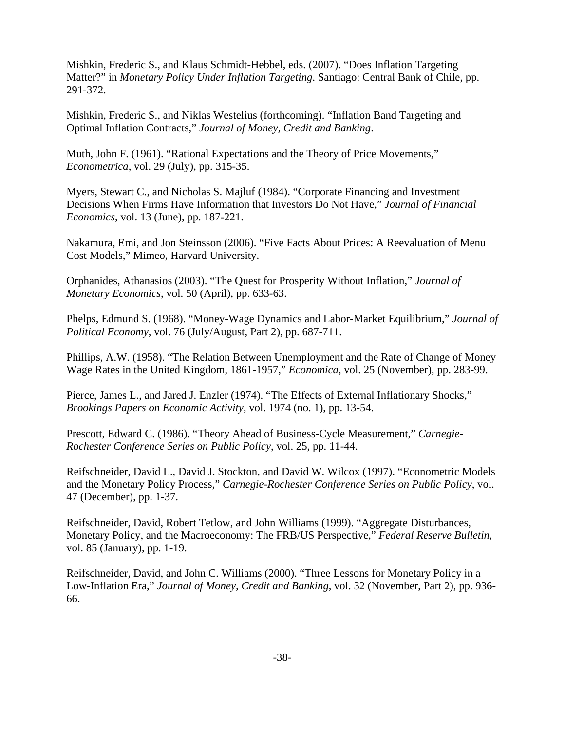Mishkin, Frederic S., and Klaus Schmidt-Hebbel, eds. (2007). "Does Inflation Targeting Matter?" in *Monetary Policy Under Inflation Targeting*. Santiago: Central Bank of Chile, pp. 291-372.

Mishkin, Frederic S., and Niklas Westelius (forthcoming). "Inflation Band Targeting and Optimal Inflation Contracts," *Journal of Money, Credit and Banking*.

Muth, John F. (1961). "Rational Expectations and the Theory of Price Movements," *Econometrica*, vol. 29 (July), pp. 315-35.

Myers, Stewart C., and Nicholas S. Majluf (1984). "Corporate Financing and Investment Decisions When Firms Have Information that Investors Do Not Have," *Journal of Financial Economics*, vol. 13 (June), pp. 187-221.

Nakamura, Emi, and Jon Steinsson (2006). "Five Facts About Prices: A Reevaluation of Menu Cost Models," Mimeo, Harvard University.

Orphanides, Athanasios (2003). "The Quest for Prosperity Without Inflation," *Journal of Monetary Economics*, vol. 50 (April), pp. 633-63.

Phelps, Edmund S. (1968). "Money-Wage Dynamics and Labor-Market Equilibrium," *Journal of Political Economy*, vol. 76 (July/August, Part 2), pp. 687-711.

Phillips, A.W. (1958). "The Relation Between Unemployment and the Rate of Change of Money Wage Rates in the United Kingdom, 1861-1957," *Economica*, vol. 25 (November), pp. 283-99.

Pierce, James L., and Jared J. Enzler (1974). "The Effects of External Inflationary Shocks," *Brookings Papers on Economic Activity*, vol. 1974 (no. 1), pp. 13-54.

Prescott, Edward C. (1986). "Theory Ahead of Business-Cycle Measurement," *Carnegie-Rochester Conference Series on Public Policy*, vol. 25, pp. 11-44.

Reifschneider, David L., David J. Stockton, and David W. Wilcox (1997). "Econometric Models and the Monetary Policy Process," *Carnegie-Rochester Conference Series on Public Policy*, vol. 47 (December), pp. 1-37.

Reifschneider, David, Robert Tetlow, and John Williams (1999). "Aggregate Disturbances, Monetary Policy, and the Macroeconomy: The FRB/US Perspective," *Federal Reserve Bulletin*, vol. 85 (January), pp. 1-19.

Reifschneider, David, and John C. Williams (2000). "Three Lessons for Monetary Policy in a Low-Inflation Era," *Journal of Money, Credit and Banking*, vol. 32 (November, Part 2), pp. 936-66.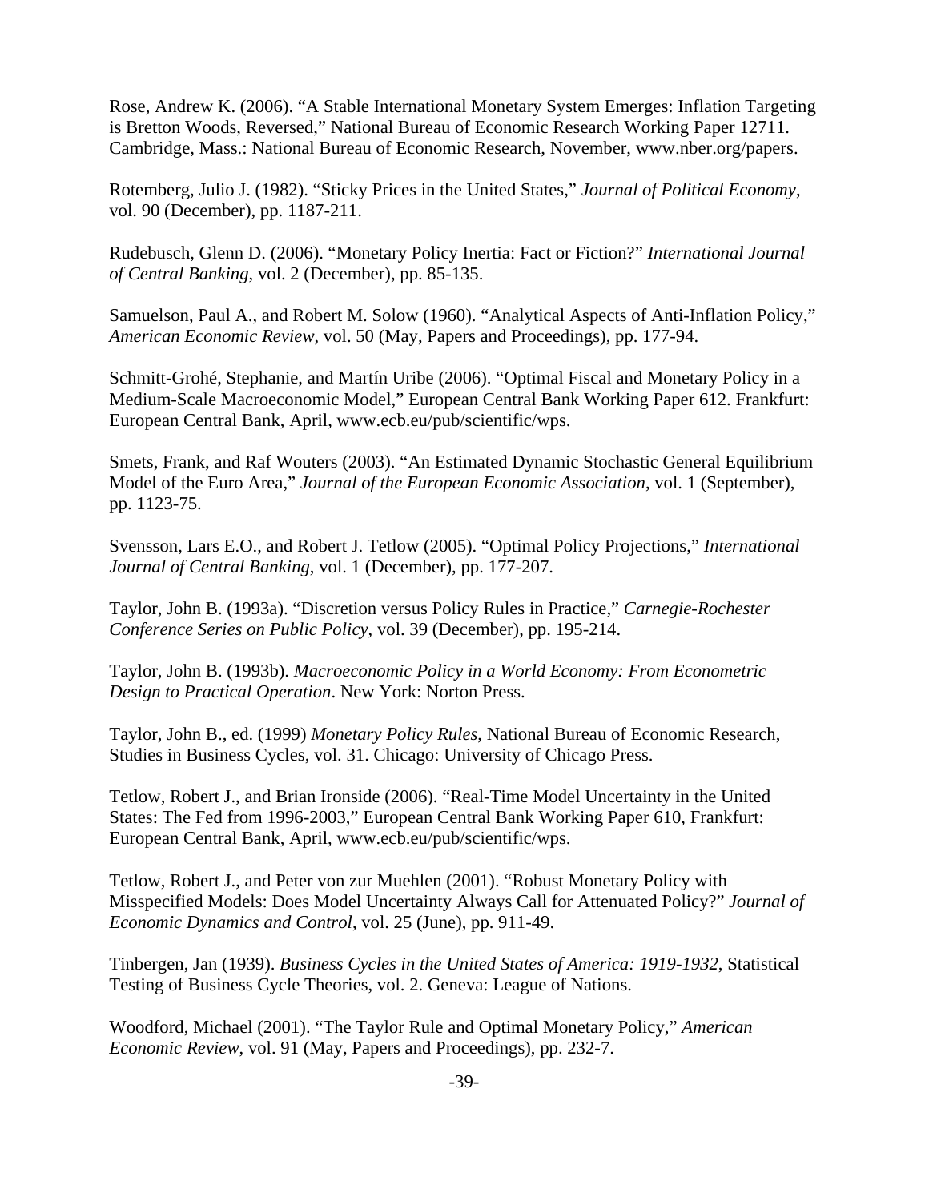Rose, Andrew K. (2006). "A Stable International Monetary System Emerges: Inflation Targeting is Bretton Woods, Reversed," National Bureau of Economic Research Working Paper 12711. Cambridge, Mass.: National Bureau of Economic Research, November, www.nber.org/papers.

Rotemberg, Julio J. (1982). "Sticky Prices in the United States," *Journal of Political Economy*, vol. 90 (December), pp. 1187-211.

Rudebusch, Glenn D. (2006). "Monetary Policy Inertia: Fact or Fiction?" *International Journal of Central Banking*, vol. 2 (December), pp. 85-135.

Samuelson, Paul A., and Robert M. Solow (1960). "Analytical Aspects of Anti-Inflation Policy," *American Economic Review*, vol. 50 (May, Papers and Proceedings), pp. 177-94.

Schmitt-Grohé, Stephanie, and Martín Uribe (2006). "Optimal Fiscal and Monetary Policy in a Medium-Scale Macroeconomic Model," European Central Bank Working Paper 612. Frankfurt: European Central Bank, April, www.ecb.eu/pub/scientific/wps.

Smets, Frank, and Raf Wouters (2003). "An Estimated Dynamic Stochastic General Equilibrium Model of the Euro Area," *Journal of the European Economic Association*, vol. 1 (September), pp. 1123-75.

Svensson, Lars E.O., and Robert J. Tetlow (2005). "Optimal Policy Projections," *International Journal of Central Banking*, vol. 1 (December), pp. 177-207.

Taylor, John B. (1993a). "Discretion versus Policy Rules in Practice," *Carnegie-Rochester Conference Series on Public Policy*, vol. 39 (December), pp. 195-214.

Taylor, John B. (1993b). *Macroeconomic Policy in a World Economy: From Econometric Design to Practical Operation*. New York: Norton Press.

Taylor, John B., ed. (1999) *Monetary Policy Rules*, National Bureau of Economic Research, Studies in Business Cycles, vol. 31. Chicago: University of Chicago Press.

Tetlow, Robert J., and Brian Ironside (2006). "Real-Time Model Uncertainty in the United States: The Fed from 1996-2003," European Central Bank Working Paper 610, Frankfurt: European Central Bank, April, www.ecb.eu/pub/scientific/wps.

Tetlow, Robert J., and Peter von zur Muehlen (2001). "Robust Monetary Policy with Misspecified Models: Does Model Uncertainty Always Call for Attenuated Policy?" *Journal of Economic Dynamics and Control*, vol. 25 (June), pp. 911-49.

Tinbergen, Jan (1939). *Business Cycles in the United States of America: 1919-1932*, Statistical Testing of Business Cycle Theories, vol. 2. Geneva: League of Nations.

Woodford, Michael (2001). "The Taylor Rule and Optimal Monetary Policy," *American Economic Review*, vol. 91 (May, Papers and Proceedings), pp. 232-7.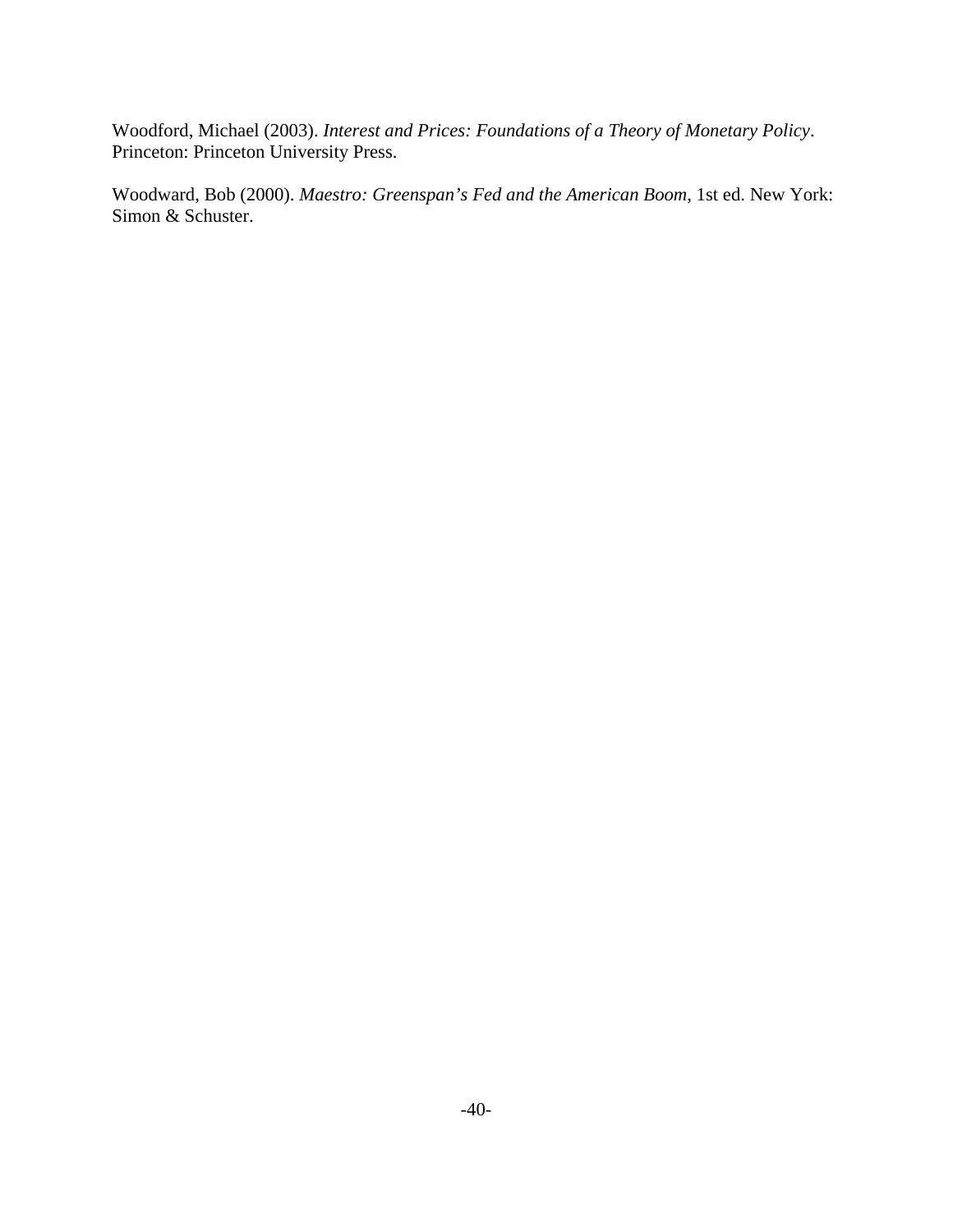Woodford, Michael (2003). *Interest and Prices: Foundations of a Theory of Monetary Policy*. Princeton: Princeton University Press.

Woodward, Bob (2000). *Maestro: Greenspan's Fed and the American Boom*, 1st ed. New York: Simon & Schuster.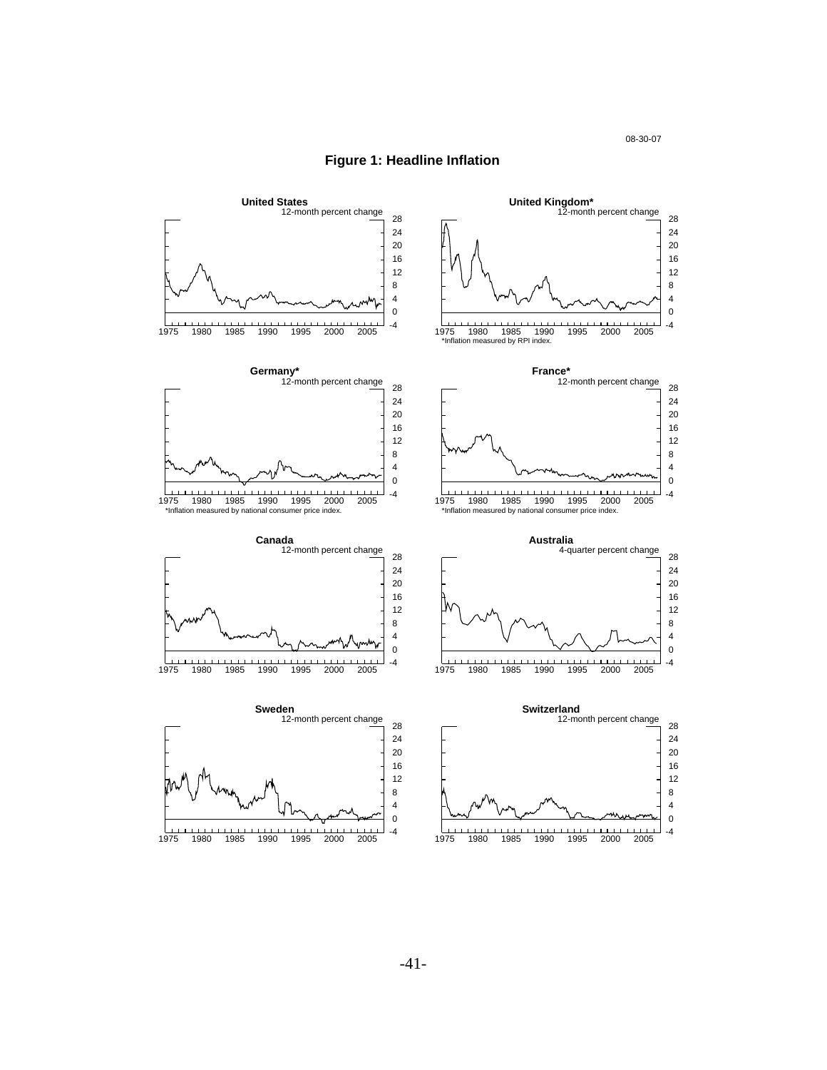08-30-07

# Figure 1: Headline Inflation

**United States**
12-month percent change

**United Kingdom***
12-month percent change

*Inflation measured by RPI index.

**Germany***
12-month percent change

*Inflation measured by national consumer price index.

**France***
12-month percent change

*Inflation measured by national consumer price index.

**Canada**
12-month percent change

**Australia**
4-quarter percent change

**Sweden**
12-month percent change

**Switzerland**
12-month percent change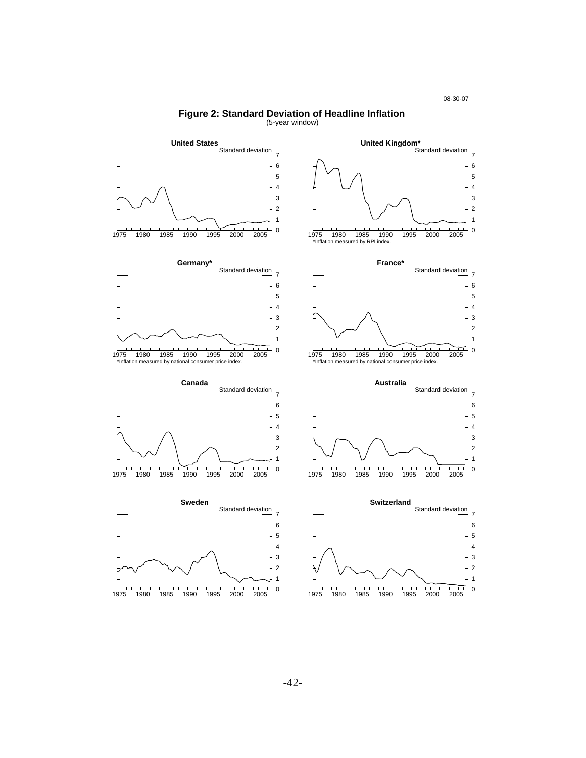# Figure 2: Standard Deviation of Headline Inflation

(5-year window)

**United States**

**United Kingdom***

*Inflation measured by RPI index.

**Germany***

*Inflation measured by national consumer price index.

**France***

*Inflation measured by national consumer price index.

**Canada**

**Australia**

**Sweden**

**Switzerland**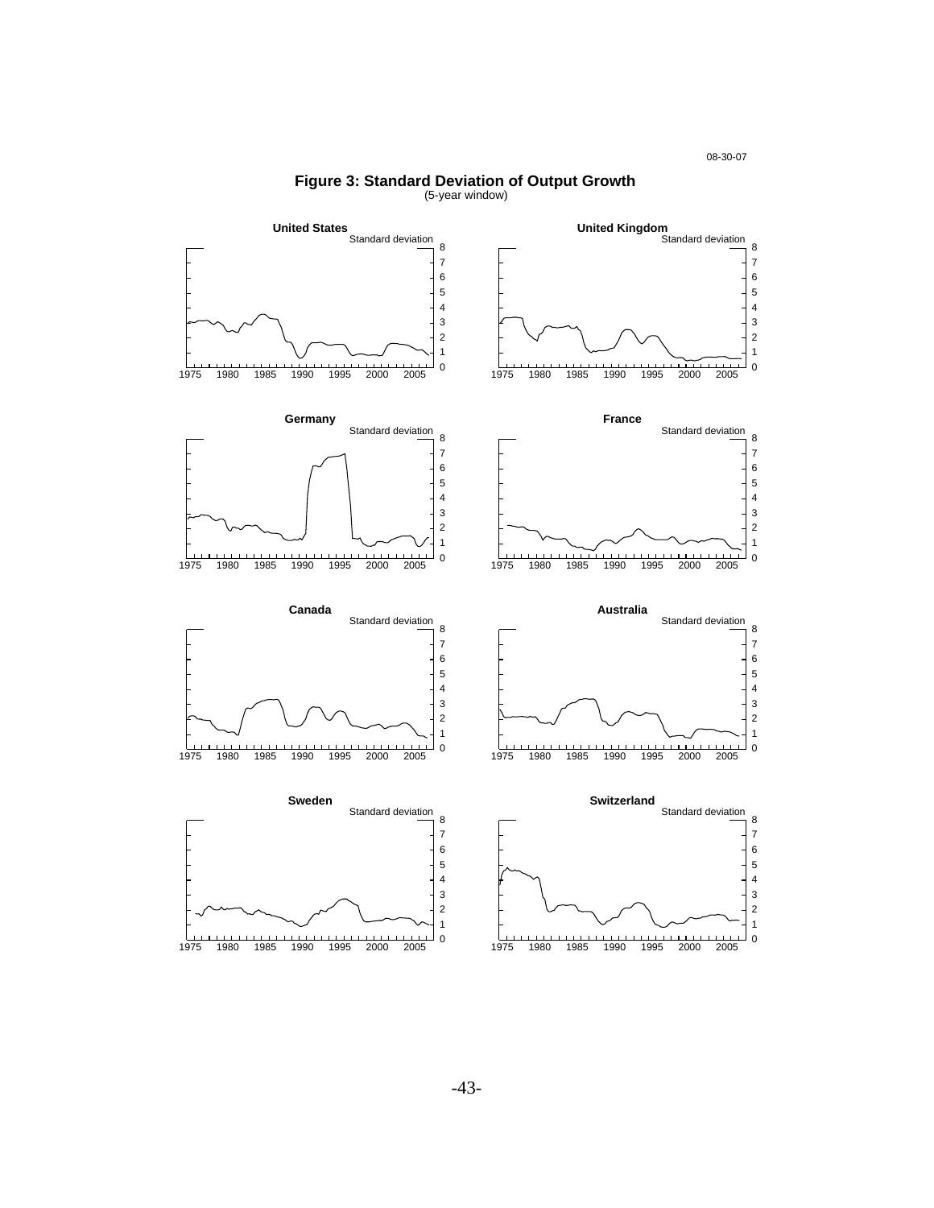08-30-07

# Figure 3: Standard Deviation of Output Growth

(5-year window)

**United States**

Standard deviation

**United Kingdom**

Standard deviation

**Germany**

Standard deviation

**France**

Standard deviation

**Canada**

Standard deviation

**Australia**

Standard deviation

**Sweden**

Standard deviation

**Switzerland**

Standard deviation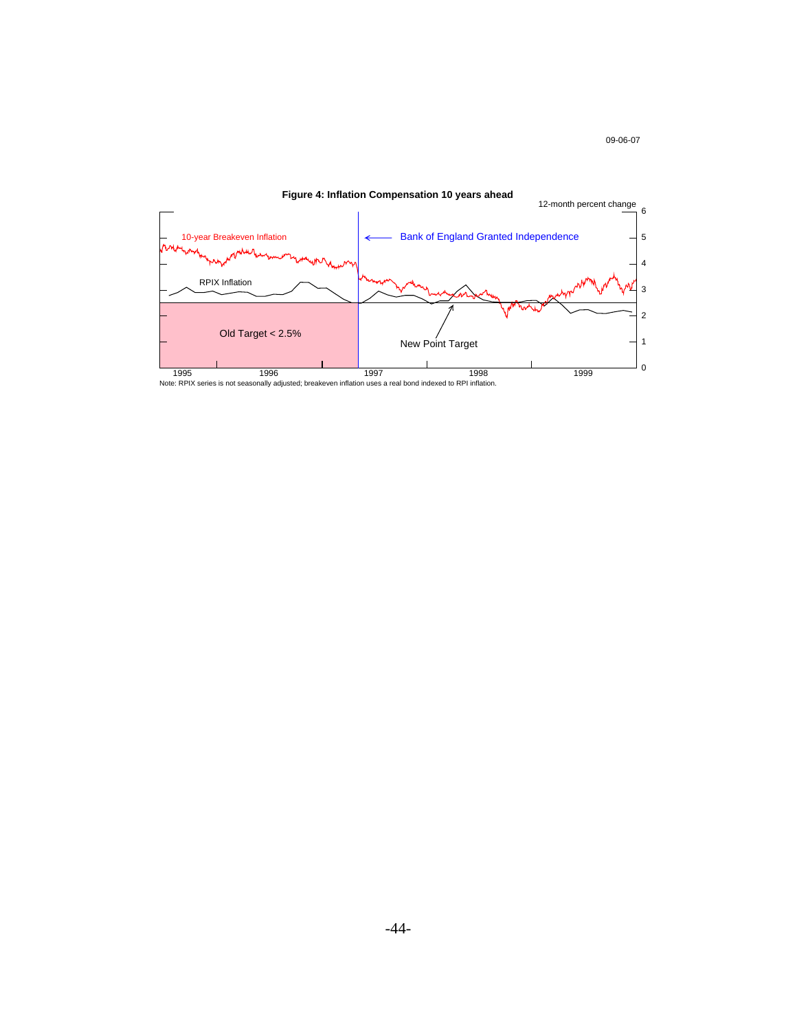09-06-07

**Figure 4: Inflation Compensation 10 years ahead**

12-month percent change

10-year Breakeven Inflation

Bank of England Granted Independence

RPIX Inflation

Old Target < 2.5%

New Point Target

6
5
4
3
2
1
0

1995 1996 1997 1998 1999

Note: RPIX series is not seasonally adjusted; breakeven inflation uses a real bond indexed to RPI inflation.